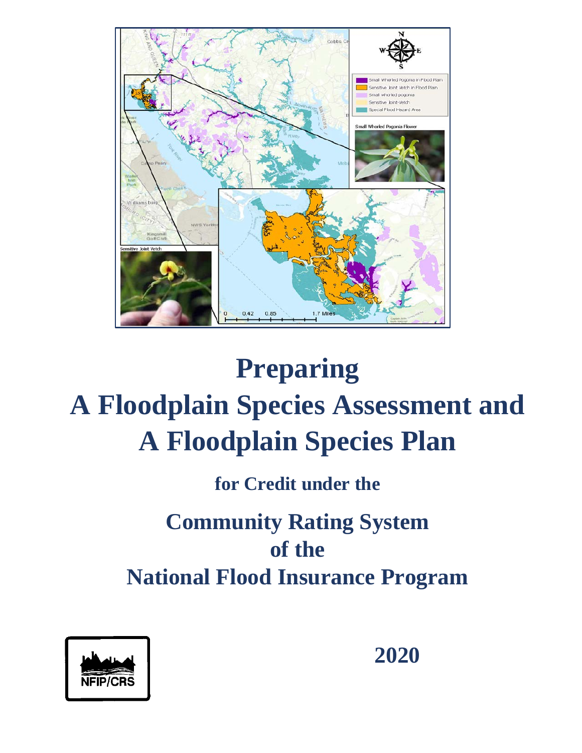# Preparing A Floodplain Species Assessment and A Floodplain Species Plan

**for Credit under the**

## Community Rating System of the National Flood Insurance Program

NFIP/CRS

**2020**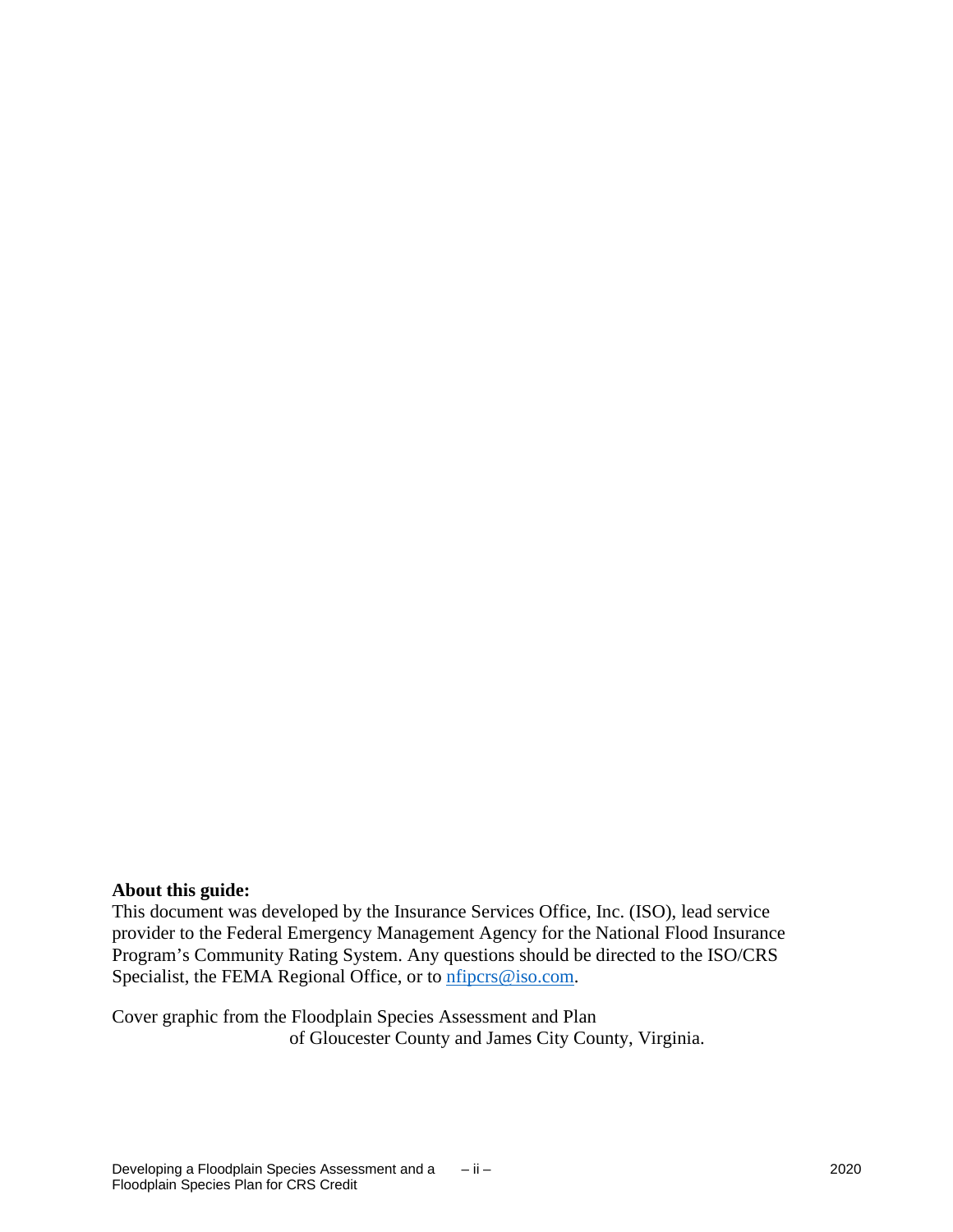**About this guide:**
This document was developed by the Insurance Services Office, Inc. (ISO), lead service provider to the Federal Emergency Management Agency for the National Flood Insurance Program's Community Rating System. Any questions should be directed to the ISO/CRS Specialist, the FEMA Regional Office, or to nfipcrs@iso.com.

Cover graphic from the Floodplain Species Assessment and Plan of Gloucester County and James City County, Virginia.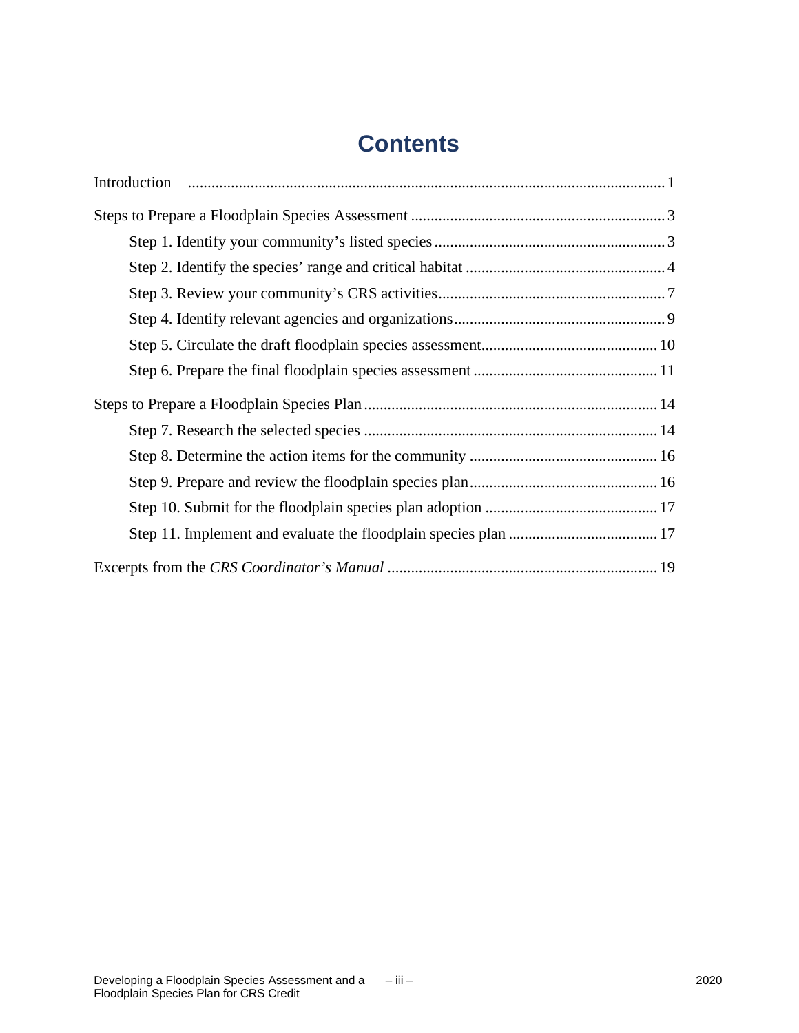# Contents

Introduction ........................................................................................................................ 1

Steps to Prepare a Floodplain Species Assessment ................................................................ 3

- Step 1. Identify your community's listed species .......................................................... 3
- Step 2. Identify the species' range and critical habitat .................................................. 4
- Step 3. Review your community's CRS activities ......................................................... 7
- Step 4. Identify relevant agencies and organizations ..................................................... 9
- Step 5. Circulate the draft floodplain species assessment ............................................. 10
- Step 6. Prepare the final floodplain species assessment ............................................... 11

Steps to Prepare a Floodplain Species Plan .......................................................................... 14

- Step 7. Research the selected species .......................................................................... 14
- Step 8. Determine the action items for the community ................................................ 16
- Step 9. Prepare and review the floodplain species plan ................................................ 16
- Step 10. Submit for the floodplain species plan adoption ............................................ 17
- Step 11. Implement and evaluate the floodplain species plan ...................................... 17

Excerpts from the *CRS Coordinator's Manual* .................................................................... 19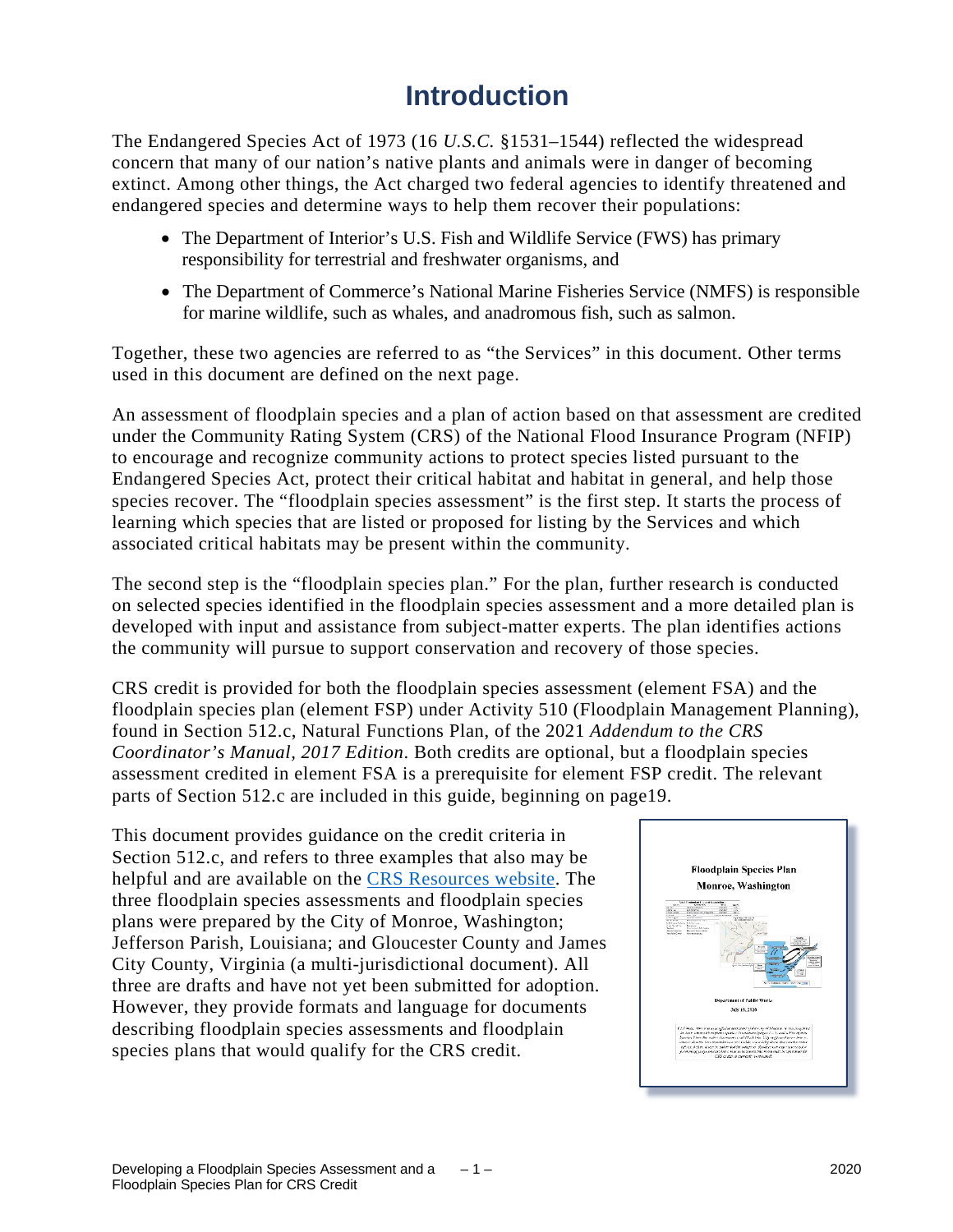# Introduction

The Endangered Species Act of 1973 (16 *U.S.C.* §1531–1544) reflected the widespread concern that many of our nation's native plants and animals were in danger of becoming extinct. Among other things, the Act charged two federal agencies to identify threatened and endangered species and determine ways to help them recover their populations:

- The Department of Interior's U.S. Fish and Wildlife Service (FWS) has primary responsibility for terrestrial and freshwater organisms, and
- The Department of Commerce's National Marine Fisheries Service (NMFS) is responsible for marine wildlife, such as whales, and anadromous fish, such as salmon.

Together, these two agencies are referred to as "the Services" in this document. Other terms used in this document are defined on the next page.

An assessment of floodplain species and a plan of action based on that assessment are credited under the Community Rating System (CRS) of the National Flood Insurance Program (NFIP) to encourage and recognize community actions to protect species listed pursuant to the Endangered Species Act, protect their critical habitat and habitat in general, and help those species recover. The "floodplain species assessment" is the first step. It starts the process of learning which species that are listed or proposed for listing by the Services and which associated critical habitats may be present within the community.

The second step is the "floodplain species plan." For the plan, further research is conducted on selected species identified in the floodplain species assessment and a more detailed plan is developed with input and assistance from subject-matter experts. The plan identifies actions the community will pursue to support conservation and recovery of those species.

CRS credit is provided for both the floodplain species assessment (element FSA) and the floodplain species plan (element FSP) under Activity 510 (Floodplain Management Planning), found in Section 512.c, Natural Functions Plan, of the 2021 *Addendum to the CRS Coordinator's Manual, 2017 Edition*. Both credits are optional, but a floodplain species assessment credited in element FSA is a prerequisite for element FSP credit. The relevant parts of Section 512.c are included in this guide, beginning on page19.

This document provides guidance on the credit criteria in Section 512.c, and refers to three examples that also may be helpful and are available on the [CRS Resources website](). The three floodplain species assessments and floodplain species plans were prepared by the City of Monroe, Washington; Jefferson Parish, Louisiana; and Gloucester County and James City County, Virginia (a multi-jurisdictional document). All three are drafts and have not yet been submitted for adoption. However, they provide formats and language for documents describing floodplain species assessments and floodplain species plans that would qualify for the CRS credit.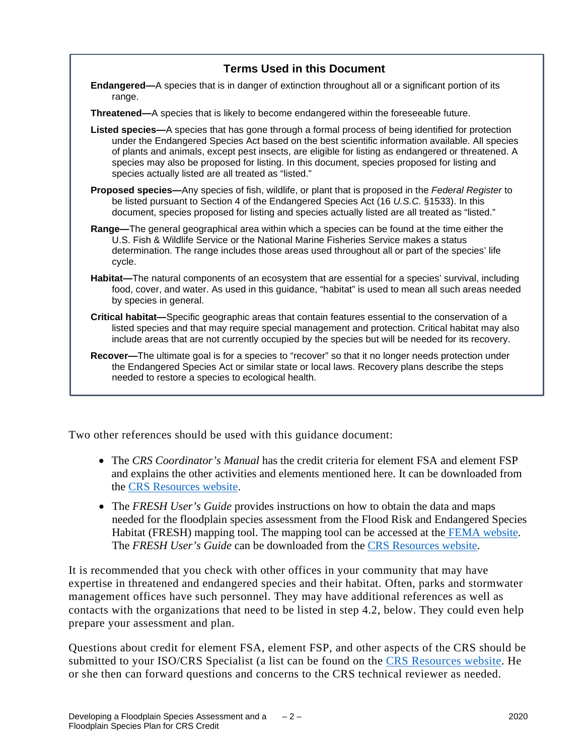### Terms Used in this Document

**Endangered—**A species that is in danger of extinction throughout all or a significant portion of its range.

**Threatened—**A species that is likely to become endangered within the foreseeable future.

**Listed species—**A species that has gone through a formal process of being identified for protection under the Endangered Species Act based on the best scientific information available. All species of plants and animals, except pest insects, are eligible for listing as endangered or threatened. A species may also be proposed for listing. In this document, species proposed for listing and species actually listed are all treated as "listed."

**Proposed species—**Any species of fish, wildlife, or plant that is proposed in the *Federal Register* to be listed pursuant to Section 4 of the Endangered Species Act (16 *U.S.C.* §1533). In this document, species proposed for listing and species actually listed are all treated as "listed."

**Range—**The general geographical area within which a species can be found at the time either the U.S. Fish & Wildlife Service or the National Marine Fisheries Service makes a status determination. The range includes those areas used throughout all or part of the species' life cycle.

**Habitat—**The natural components of an ecosystem that are essential for a species' survival, including food, cover, and water. As used in this guidance, "habitat" is used to mean all such areas needed by species in general.

**Critical habitat—**Specific geographic areas that contain features essential to the conservation of a listed species and that may require special management and protection. Critical habitat may also include areas that are not currently occupied by the species but will be needed for its recovery.

**Recover—**The ultimate goal is for a species to "recover" so that it no longer needs protection under the Endangered Species Act or similar state or local laws. Recovery plans describe the steps needed to restore a species to ecological health.

Two other references should be used with this guidance document:

- The *CRS Coordinator's Manual* has the credit criteria for element FSA and element FSP and explains the other activities and elements mentioned here. It can be downloaded from the CRS Resources website.
- The *FRESH User's Guide* provides instructions on how to obtain the data and maps needed for the floodplain species assessment from the Flood Risk and Endangered Species Habitat (FRESH) mapping tool. The mapping tool can be accessed at the FEMA website. The *FRESH User's Guide* can be downloaded from the CRS Resources website.

It is recommended that you check with other offices in your community that may have expertise in threatened and endangered species and their habitat. Often, parks and stormwater management offices have such personnel. They may have additional references as well as contacts with the organizations that need to be listed in step 4.2, below. They could even help prepare your assessment and plan.

Questions about credit for element FSA, element FSP, and other aspects of the CRS should be submitted to your ISO/CRS Specialist (a list can be found on the CRS Resources website. He or she then can forward questions and concerns to the CRS technical reviewer as needed.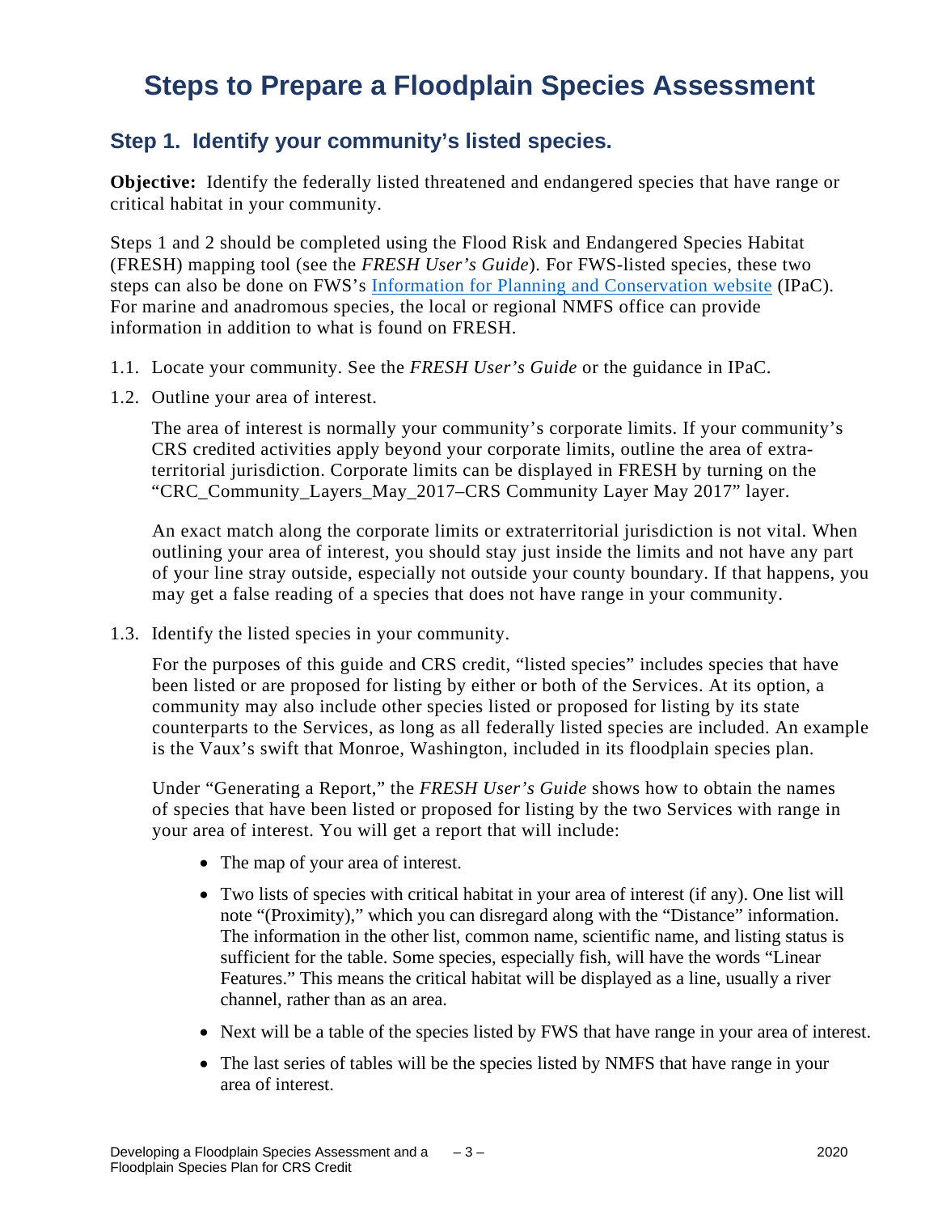# Steps to Prepare a Floodplain Species Assessment

## Step 1. Identify your community's listed species.

**Objective:** Identify the federally listed threatened and endangered species that have range or critical habitat in your community.

Steps 1 and 2 should be completed using the Flood Risk and Endangered Species Habitat (FRESH) mapping tool (see the *FRESH User's Guide*). For FWS-listed species, these two steps can also be done on FWS's [Information for Planning and Conservation website](https://ipac.ecosphere.fws.gov/) (IPaC). For marine and anadromous species, the local or regional NMFS office can provide information in addition to what is found on FRESH.

1.1. Locate your community. See the *FRESH User's Guide* or the guidance in IPaC.

1.2. Outline your area of interest.

The area of interest is normally your community's corporate limits. If your community's CRS credited activities apply beyond your corporate limits, outline the area of extra-territorial jurisdiction. Corporate limits can be displayed in FRESH by turning on the "CRC_Community_Layers_May_2017–CRS Community Layer May 2017" layer.

An exact match along the corporate limits or extraterritorial jurisdiction is not vital. When outlining your area of interest, you should stay just inside the limits and not have any part of your line stray outside, especially not outside your county boundary. If that happens, you may get a false reading of a species that does not have range in your community.

1.3. Identify the listed species in your community.

For the purposes of this guide and CRS credit, "listed species" includes species that have been listed or are proposed for listing by either or both of the Services. At its option, a community may also include other species listed or proposed for listing by its state counterparts to the Services, as long as all federally listed species are included. An example is the Vaux's swift that Monroe, Washington, included in its floodplain species plan.

Under "Generating a Report," the *FRESH User's Guide* shows how to obtain the names of species that have been listed or proposed for listing by the two Services with range in your area of interest. You will get a report that will include:

- The map of your area of interest.
- Two lists of species with critical habitat in your area of interest (if any). One list will note "(Proximity)," which you can disregard along with the "Distance" information. The information in the other list, common name, scientific name, and listing status is sufficient for the table. Some species, especially fish, will have the words "Linear Features." This means the critical habitat will be displayed as a line, usually a river channel, rather than as an area.
- Next will be a table of the species listed by FWS that have range in your area of interest.
- The last series of tables will be the species listed by NMFS that have range in your area of interest.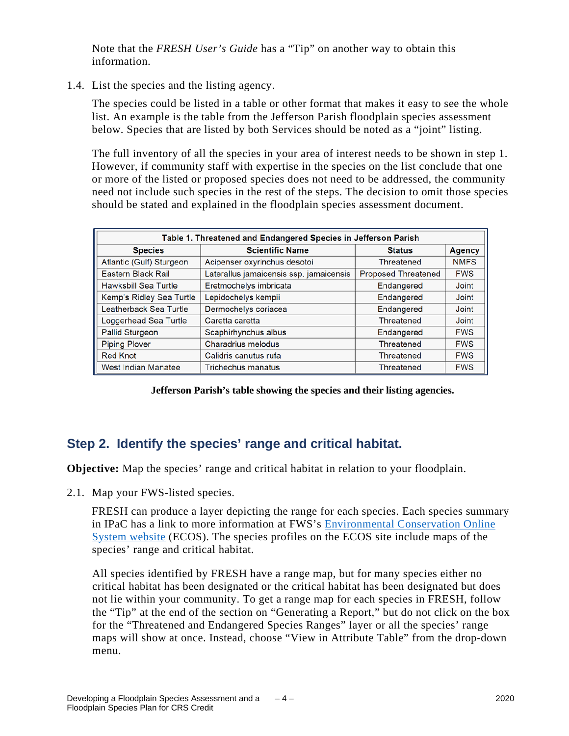Note that the *FRESH User's Guide* has a "Tip" on another way to obtain this information.

1.4. List the species and the listing agency.

The species could be listed in a table or other format that makes it easy to see the whole list. An example is the table from the Jefferson Parish floodplain species assessment below. Species that are listed by both Services should be noted as a "joint" listing.

The full inventory of all the species in your area of interest needs to be shown in step 1. However, if community staff with expertise in the species on the list conclude that one or more of the listed or proposed species does not need to be addressed, the community need not include such species in the rest of the steps. The decision to omit those species should be stated and explained in the floodplain species assessment document.

**Table 1. Threatened and Endangered Species in Jefferson Parish**

| Species | Scientific Name | Status | Agency |
|---|---|---|---|
| Atlantic (Gulf) Sturgeon | Acipenser oxyrinchus desotoi | Threatened | NMFS |
| Eastern Black Rail | Laterallus jamaicensis ssp. jamaicensis | Proposed Threatened | FWS |
| Hawksbill Sea Turtle | Eretmochelys imbricata | Endangered | Joint |
| Kemp's Ridley Sea Turtle | Lepidochelys kempii | Endangered | Joint |
| Leatherback Sea Turtle | Dermochelys coriacea | Endangered | Joint |
| Loggerhead Sea Turtle | Caretta caretta | Threatened | Joint |
| Pallid Sturgeon | Scaphirhynchus albus | Endangered | FWS |
| Piping Plover | Charadrius melodus | Threatened | FWS |
| Red Knot | Calidris canutus rufa | Threatened | FWS |
| West Indian Manatee | Trichechus manatus | Threatened | FWS |

**Jefferson Parish's table showing the species and their listing agencies.**

## Step 2. Identify the species' range and critical habitat.

**Objective:** Map the species' range and critical habitat in relation to your floodplain.

2.1. Map your FWS-listed species.

FRESH can produce a layer depicting the range for each species. Each species summary in IPaC has a link to more information at FWS's Environmental Conservation Online System website (ECOS). The species profiles on the ECOS site include maps of the species' range and critical habitat.

All species identified by FRESH have a range map, but for many species either no critical habitat has been designated or the critical habitat has been designated but does not lie within your community. To get a range map for each species in FRESH, follow the "Tip" at the end of the section on "Generating a Report," but do not click on the box for the "Threatened and Endangered Species Ranges" layer or all the species' range maps will show at once. Instead, choose "View in Attribute Table" from the drop-down menu.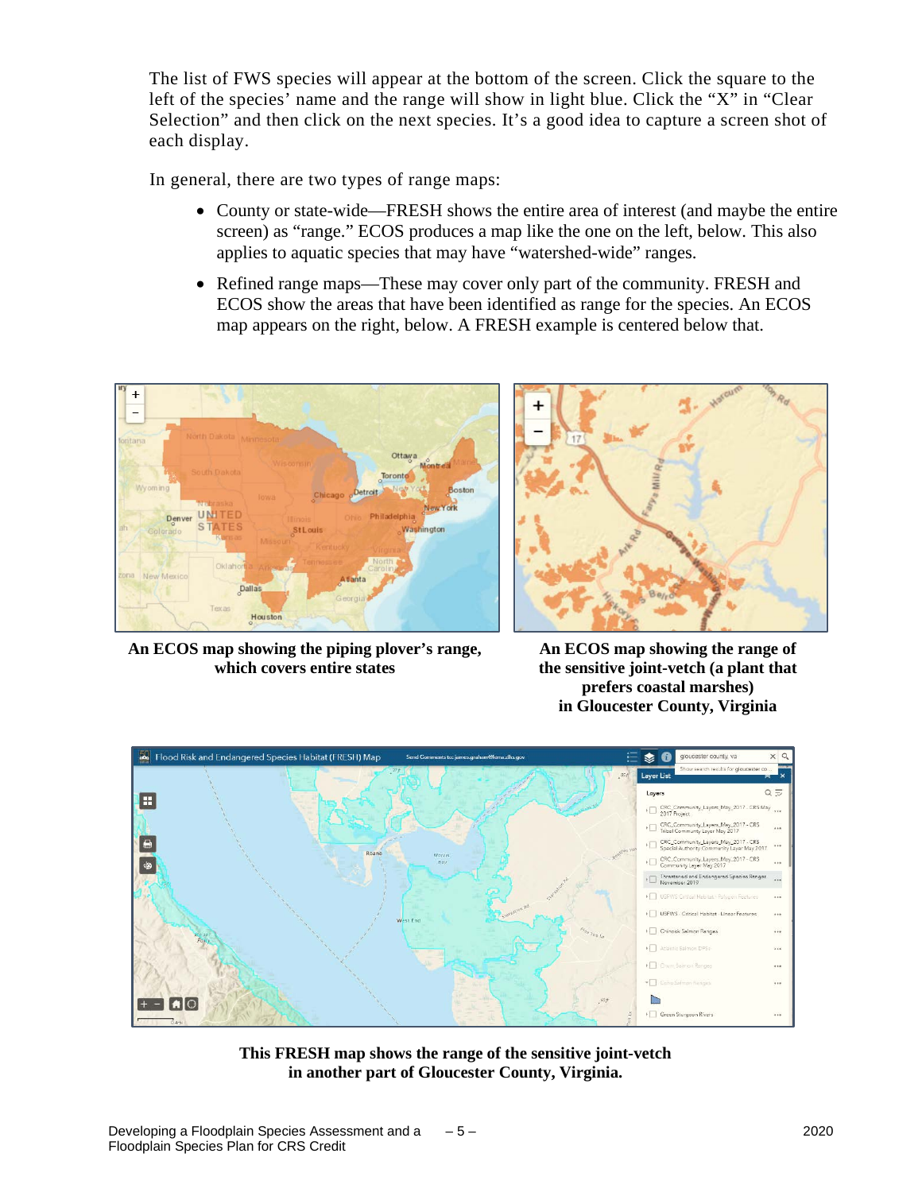The list of FWS species will appear at the bottom of the screen. Click the square to the left of the species' name and the range will show in light blue. Click the "X" in "Clear Selection" and then click on the next species. It's a good idea to capture a screen shot of each display.

In general, there are two types of range maps:

- County or state-wide—FRESH shows the entire area of interest (and maybe the entire screen) as "range." ECOS produces a map like the one on the left, below. This also applies to aquatic species that may have "watershed-wide" ranges.
- Refined range maps—These may cover only part of the community. FRESH and ECOS show the areas that have been identified as range for the species. An ECOS map appears on the right, below. A FRESH example is centered below that.

**An ECOS map showing the piping plover's range, which covers entire states**

**An ECOS map showing the range of the sensitive joint-vetch (a plant that prefers coastal marshes) in Gloucester County, Virginia**

**This FRESH map shows the range of the sensitive joint-vetch in another part of Gloucester County, Virginia.**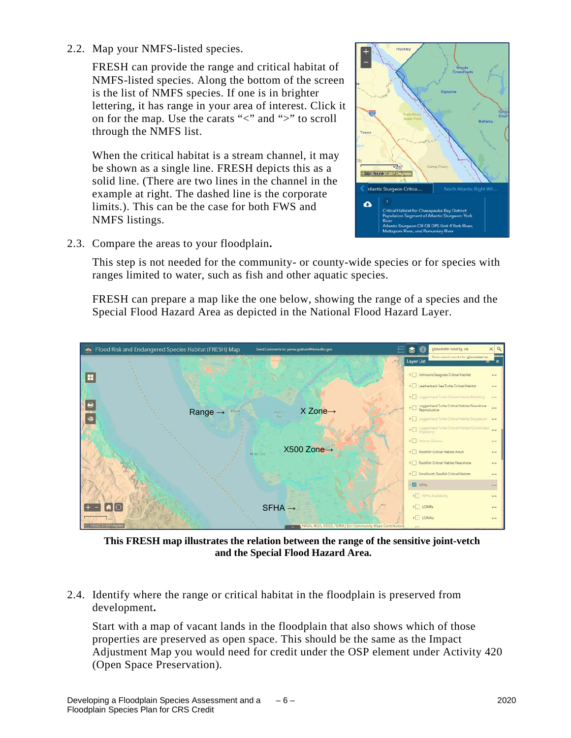2.2. Map your NMFS-listed species.

FRESH can provide the range and critical habitat of NMFS-listed species. Along the bottom of the screen is the list of NMFS species. If one is in brighter lettering, it has range in your area of interest. Click it on for the map. Use the carats "<" and ">" to scroll through the NMFS list.

When the critical habitat is a stream channel, it may be shown as a single line. FRESH depicts this as a solid line. (There are two lines in the channel in the example at right. The dashed line is the corporate limits.). This can be the case for both FWS and NMFS listings.

2.3. Compare the areas to your floodplain.

This step is not needed for the community- or county-wide species or for species with ranges limited to water, such as fish and other aquatic species.

FRESH can prepare a map like the one below, showing the range of a species and the Special Flood Hazard Area as depicted in the National Flood Hazard Layer.

**This FRESH map illustrates the relation between the range of the sensitive joint-vetch and the Special Flood Hazard Area.**

2.4. Identify where the range or critical habitat in the floodplain is preserved from development.

Start with a map of vacant lands in the floodplain that also shows which of those properties are preserved as open space. This should be the same as the Impact Adjustment Map you would need for credit under the OSP element under Activity 420 (Open Space Preservation).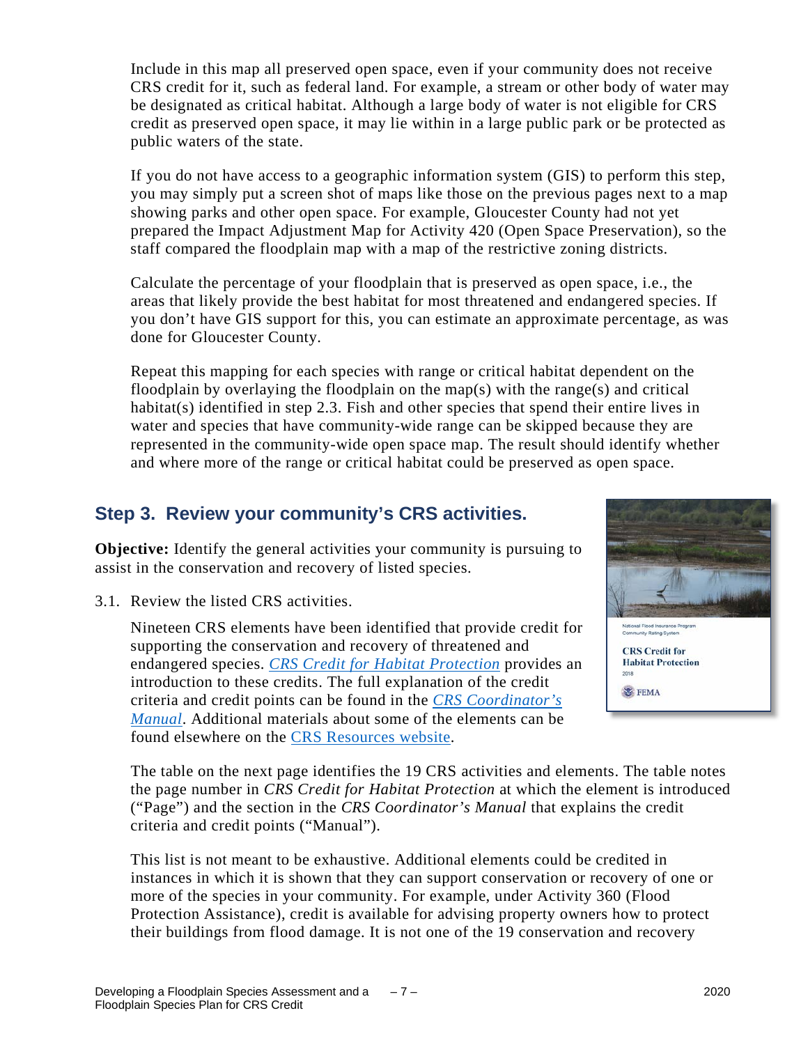Include in this map all preserved open space, even if your community does not receive CRS credit for it, such as federal land. For example, a stream or other body of water may be designated as critical habitat. Although a large body of water is not eligible for CRS credit as preserved open space, it may lie within in a large public park or be protected as public waters of the state.

If you do not have access to a geographic information system (GIS) to perform this step, you may simply put a screen shot of maps like those on the previous pages next to a map showing parks and other open space. For example, Gloucester County had not yet prepared the Impact Adjustment Map for Activity 420 (Open Space Preservation), so the staff compared the floodplain map with a map of the restrictive zoning districts.

Calculate the percentage of your floodplain that is preserved as open space, i.e., the areas that likely provide the best habitat for most threatened and endangered species. If you don't have GIS support for this, you can estimate an approximate percentage, as was done for Gloucester County.

Repeat this mapping for each species with range or critical habitat dependent on the floodplain by overlaying the floodplain on the map(s) with the range(s) and critical habitat(s) identified in step 2.3. Fish and other species that spend their entire lives in water and species that have community-wide range can be skipped because they are represented in the community-wide open space map. The result should identify whether and where more of the range or critical habitat could be preserved as open space.

## Step 3. Review your community's CRS activities.

**Objective:** Identify the general activities your community is pursuing to assist in the conservation and recovery of listed species.

3.1. Review the listed CRS activities.

Nineteen CRS elements have been identified that provide credit for supporting the conservation and recovery of threatened and endangered species. *CRS Credit for Habitat Protection* provides an introduction to these credits. The full explanation of the credit criteria and credit points can be found in the *CRS Coordinator's Manual*. Additional materials about some of the elements can be found elsewhere on the CRS Resources website.

The table on the next page identifies the 19 CRS activities and elements. The table notes the page number in *CRS Credit for Habitat Protection* at which the element is introduced ("Page") and the section in the *CRS Coordinator's Manual* that explains the credit criteria and credit points ("Manual").

This list is not meant to be exhaustive. Additional elements could be credited in instances in which it is shown that they can support conservation or recovery of one or more of the species in your community. For example, under Activity 360 (Flood Protection Assistance), credit is available for advising property owners how to protect their buildings from flood damage. It is not one of the 19 conservation and recovery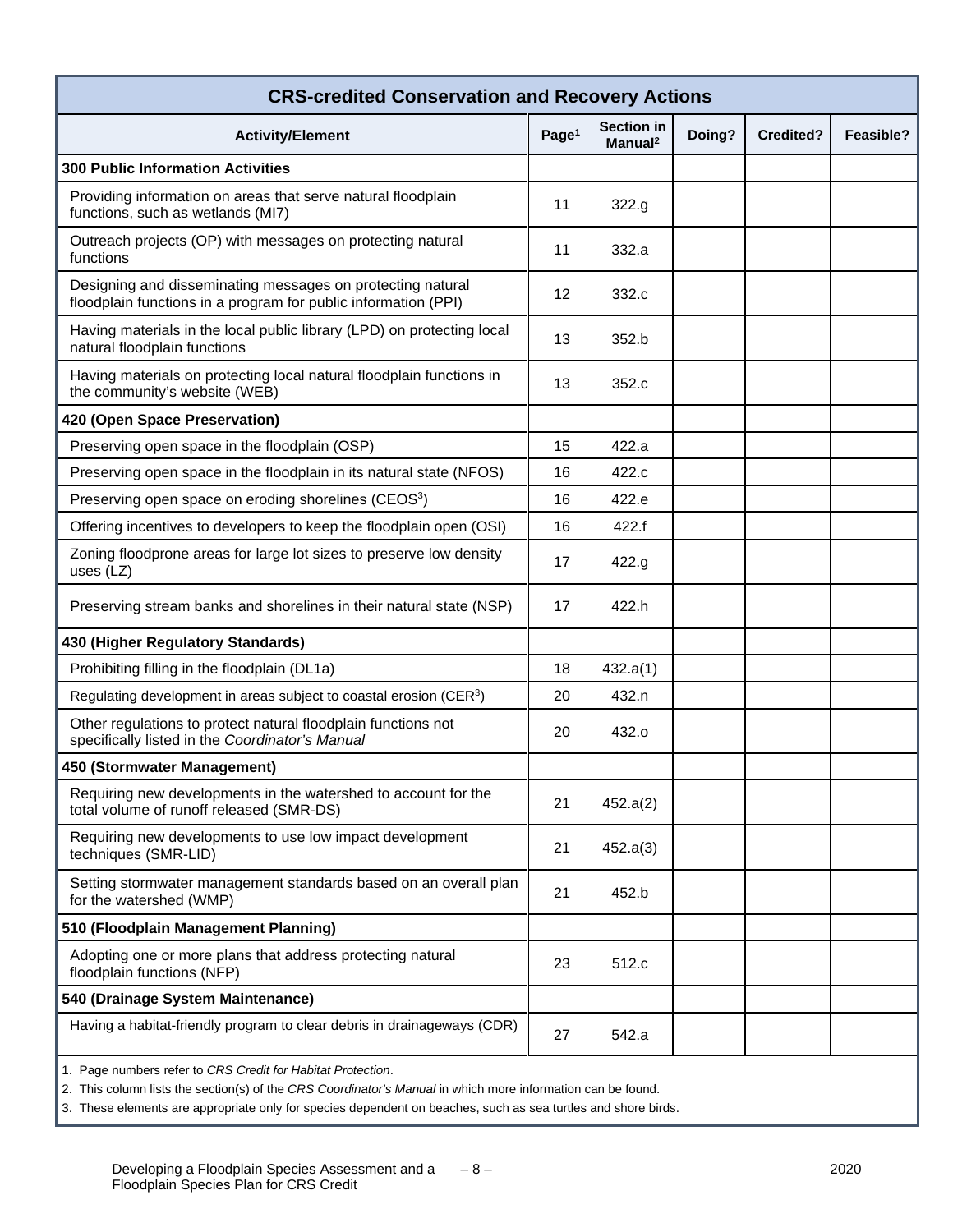| CRS-credited Conservation and Recovery Actions | | | | | |
|---|---|---|---|---|---|
| **Activity/Element** | **Page[1]** | **Section in Manual[2]** | **Doing?** | **Credited?** | **Feasible?** |
| **300 Public Information Activities** | | | | | |
| Providing information on areas that serve natural floodplain functions, such as wetlands (MI7) | 11 | 322.g | | | |
| Outreach projects (OP) with messages on protecting natural functions | 11 | 332.a | | | |
| Designing and disseminating messages on protecting natural floodplain functions in a program for public information (PPI) | 12 | 332.c | | | |
| Having materials in the local public library (LPD) on protecting local natural floodplain functions | 13 | 352.b | | | |
| Having materials on protecting local natural floodplain functions in the community's website (WEB) | 13 | 352.c | | | |
| **420 (Open Space Preservation)** | | | | | |
| Preserving open space in the floodplain (OSP) | 15 | 422.a | | | |
| Preserving open space in the floodplain in its natural state (NFOS) | 16 | 422.c | | | |
| Preserving open space on eroding shorelines (CEOS[3]) | 16 | 422.e | | | |
| Offering incentives to developers to keep the floodplain open (OSI) | 16 | 422.f | | | |
| Zoning floodprone areas for large lot sizes to preserve low density uses (LZ) | 17 | 422.g | | | |
| Preserving stream banks and shorelines in their natural state (NSP) | 17 | 422.h | | | |
| **430 (Higher Regulatory Standards)** | | | | | |
| Prohibiting filling in the floodplain (DL1a) | 18 | 432.a(1) | | | |
| Regulating development in areas subject to coastal erosion (CER[3]) | 20 | 432.n | | | |
| Other regulations to protect natural floodplain functions not specifically listed in the *Coordinator's Manual* | 20 | 432.o | | | |
| **450 (Stormwater Management)** | | | | | |
| Requiring new developments in the watershed to account for the total volume of runoff released (SMR-DS) | 21 | 452.a(2) | | | |
| Requiring new developments to use low impact development techniques (SMR-LID) | 21 | 452.a(3) | | | |
| Setting stormwater management standards based on an overall plan for the watershed (WMP) | 21 | 452.b | | | |
| **510 (Floodplain Management Planning)** | | | | | |
| Adopting one or more plans that address protecting natural floodplain functions (NFP) | 23 | 512.c | | | |
| **540 (Drainage System Maintenance)** | | | | | |
| Having a habitat-friendly program to clear debris in drainageways (CDR) | 27 | 542.a | | | |

1. Page numbers refer to *CRS Credit for Habitat Protection*.
2. This column lists the section(s) of the *CRS Coordinator's Manual* in which more information can be found.
3. These elements are appropriate only for species dependent on beaches, such as sea turtles and shore birds.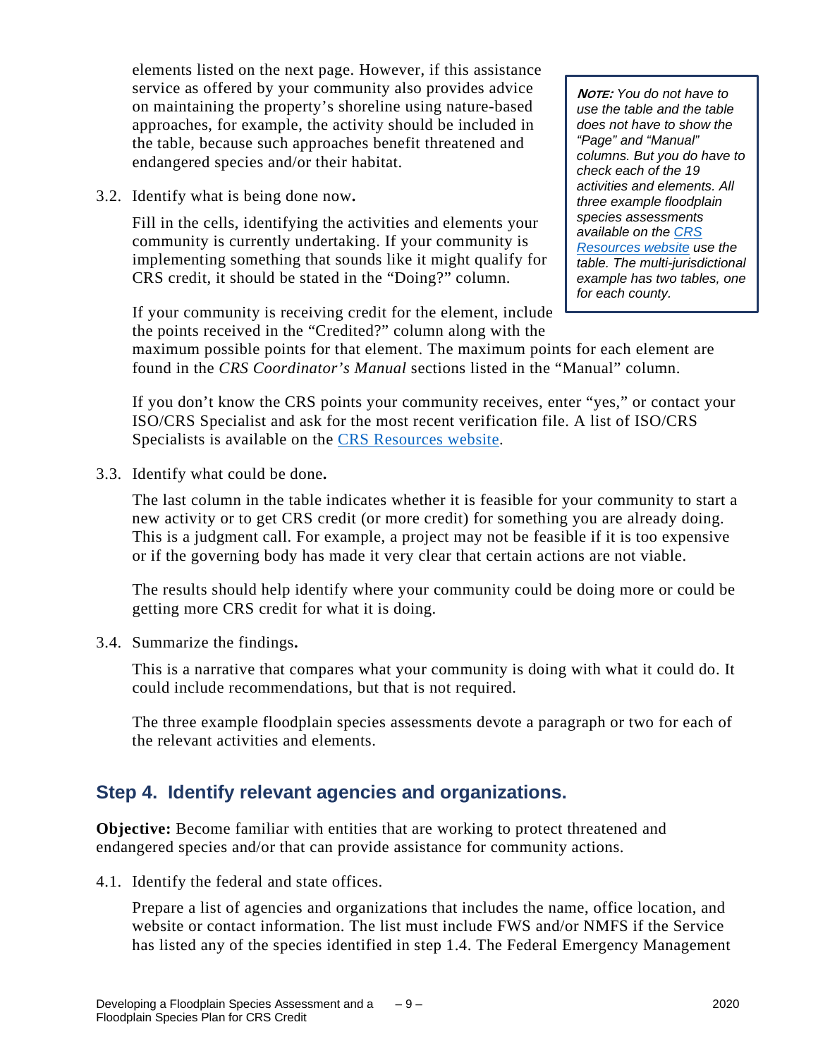elements listed on the next page. However, if this assistance service as offered by your community also provides advice on maintaining the property's shoreline using nature-based approaches, for example, the activity should be included in the table, because such approaches benefit threatened and endangered species and/or their habitat.

> ***Note:*** *You do not have to use the table and the table does not have to show the "Page" and "Manual" columns. But you do have to check each of the 19 activities and elements. All three example floodplain species assessments available on the [CRS Resources website](#) use the table. The multi-jurisdictional example has two tables, one for each county.*

3.2. Identify what is being done now**.**

Fill in the cells, identifying the activities and elements your community is currently undertaking. If your community is implementing something that sounds like it might qualify for CRS credit, it should be stated in the "Doing?" column.

If your community is receiving credit for the element, include the points received in the "Credited?" column along with the maximum possible points for that element. The maximum points for each element are found in the *CRS Coordinator's Manual* sections listed in the "Manual" column.

If you don't know the CRS points your community receives, enter "yes," or contact your ISO/CRS Specialist and ask for the most recent verification file. A list of ISO/CRS Specialists is available on the [CRS Resources website](#).

3.3. Identify what could be done**.**

The last column in the table indicates whether it is feasible for your community to start a new activity or to get CRS credit (or more credit) for something you are already doing. This is a judgment call. For example, a project may not be feasible if it is too expensive or if the governing body has made it very clear that certain actions are not viable.

The results should help identify where your community could be doing more or could be getting more CRS credit for what it is doing.

3.4. Summarize the findings**.**

This is a narrative that compares what your community is doing with what it could do. It could include recommendations, but that is not required.

The three example floodplain species assessments devote a paragraph or two for each of the relevant activities and elements.

## Step 4. Identify relevant agencies and organizations.

**Objective:** Become familiar with entities that are working to protect threatened and endangered species and/or that can provide assistance for community actions.

4.1. Identify the federal and state offices.

Prepare a list of agencies and organizations that includes the name, office location, and website or contact information. The list must include FWS and/or NMFS if the Service has listed any of the species identified in step 1.4. The Federal Emergency Management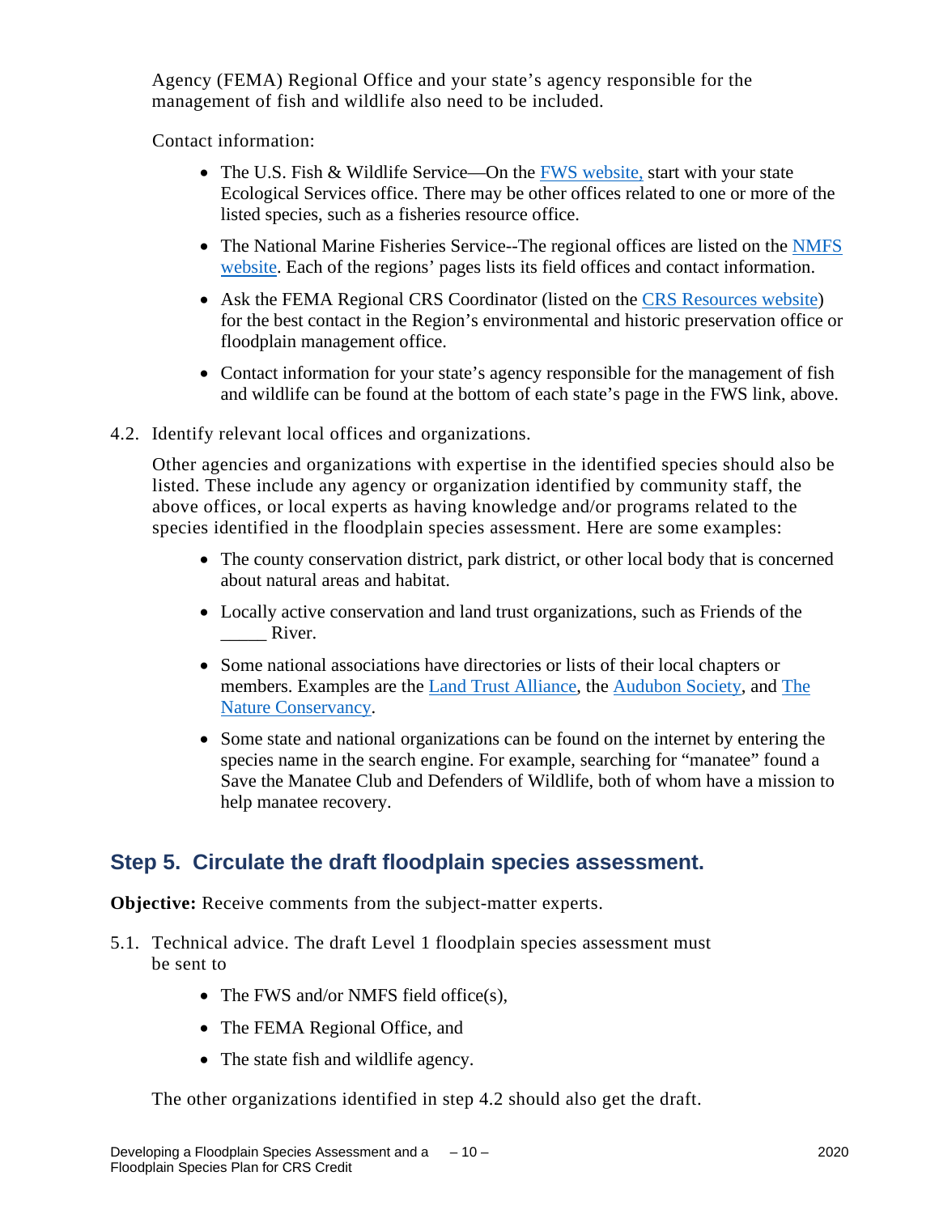Agency (FEMA) Regional Office and your state's agency responsible for the management of fish and wildlife also need to be included.

Contact information:

- The U.S. Fish & Wildlife Service—On the FWS website, start with your state Ecological Services office. There may be other offices related to one or more of the listed species, such as a fisheries resource office.
- The National Marine Fisheries Service--The regional offices are listed on the NMFS website. Each of the regions' pages lists its field offices and contact information.
- Ask the FEMA Regional CRS Coordinator (listed on the CRS Resources website) for the best contact in the Region's environmental and historic preservation office or floodplain management office.
- Contact information for your state's agency responsible for the management of fish and wildlife can be found at the bottom of each state's page in the FWS link, above.

4.2. Identify relevant local offices and organizations.

Other agencies and organizations with expertise in the identified species should also be listed. These include any agency or organization identified by community staff, the above offices, or local experts as having knowledge and/or programs related to the species identified in the floodplain species assessment. Here are some examples:

- The county conservation district, park district, or other local body that is concerned about natural areas and habitat.
- Locally active conservation and land trust organizations, such as Friends of the _____ River.
- Some national associations have directories or lists of their local chapters or members. Examples are the Land Trust Alliance, the Audubon Society, and The Nature Conservancy.
- Some state and national organizations can be found on the internet by entering the species name in the search engine. For example, searching for "manatee" found a Save the Manatee Club and Defenders of Wildlife, both of whom have a mission to help manatee recovery.

## Step 5. Circulate the draft floodplain species assessment.

**Objective:** Receive comments from the subject-matter experts.

5.1. Technical advice. The draft Level 1 floodplain species assessment must be sent to

- The FWS and/or NMFS field office(s),
- The FEMA Regional Office, and
- The state fish and wildlife agency.

The other organizations identified in step 4.2 should also get the draft.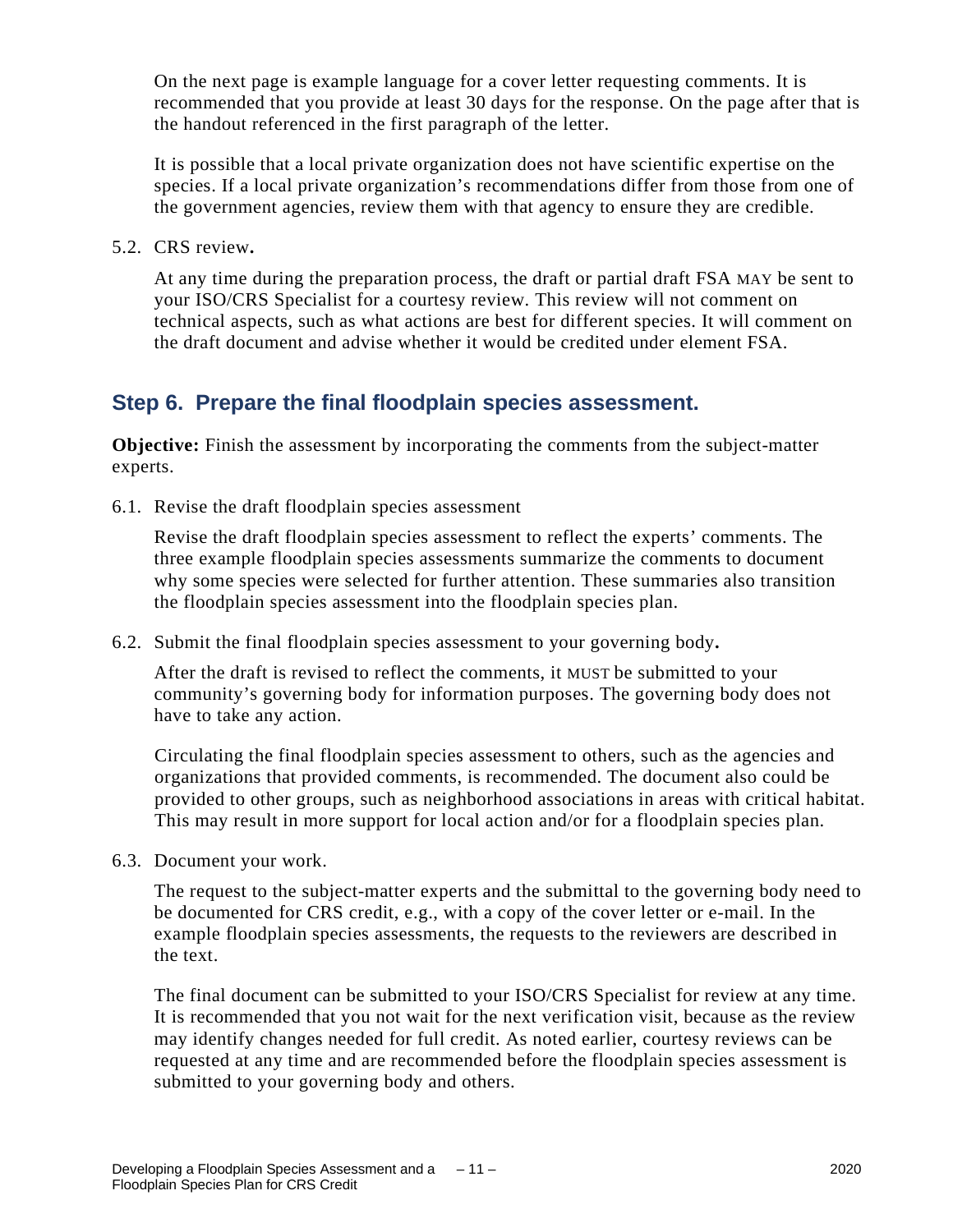On the next page is example language for a cover letter requesting comments. It is recommended that you provide at least 30 days for the response. On the page after that is the handout referenced in the first paragraph of the letter.

It is possible that a local private organization does not have scientific expertise on the species. If a local private organization's recommendations differ from those from one of the government agencies, review them with that agency to ensure they are credible.

5.2. CRS review**.**

At any time during the preparation process, the draft or partial draft FSA MAY be sent to your ISO/CRS Specialist for a courtesy review. This review will not comment on technical aspects, such as what actions are best for different species. It will comment on the draft document and advise whether it would be credited under element FSA.

## Step 6. Prepare the final floodplain species assessment.

**Objective:** Finish the assessment by incorporating the comments from the subject-matter experts.

6.1. Revise the draft floodplain species assessment

Revise the draft floodplain species assessment to reflect the experts' comments. The three example floodplain species assessments summarize the comments to document why some species were selected for further attention. These summaries also transition the floodplain species assessment into the floodplain species plan.

6.2. Submit the final floodplain species assessment to your governing body**.**

After the draft is revised to reflect the comments, it MUST be submitted to your community's governing body for information purposes. The governing body does not have to take any action.

Circulating the final floodplain species assessment to others, such as the agencies and organizations that provided comments, is recommended. The document also could be provided to other groups, such as neighborhood associations in areas with critical habitat. This may result in more support for local action and/or for a floodplain species plan.

6.3. Document your work.

The request to the subject-matter experts and the submittal to the governing body need to be documented for CRS credit, e.g., with a copy of the cover letter or e-mail. In the example floodplain species assessments, the requests to the reviewers are described in the text.

The final document can be submitted to your ISO/CRS Specialist for review at any time. It is recommended that you not wait for the next verification visit, because as the review may identify changes needed for full credit. As noted earlier, courtesy reviews can be requested at any time and are recommended before the floodplain species assessment is submitted to your governing body and others.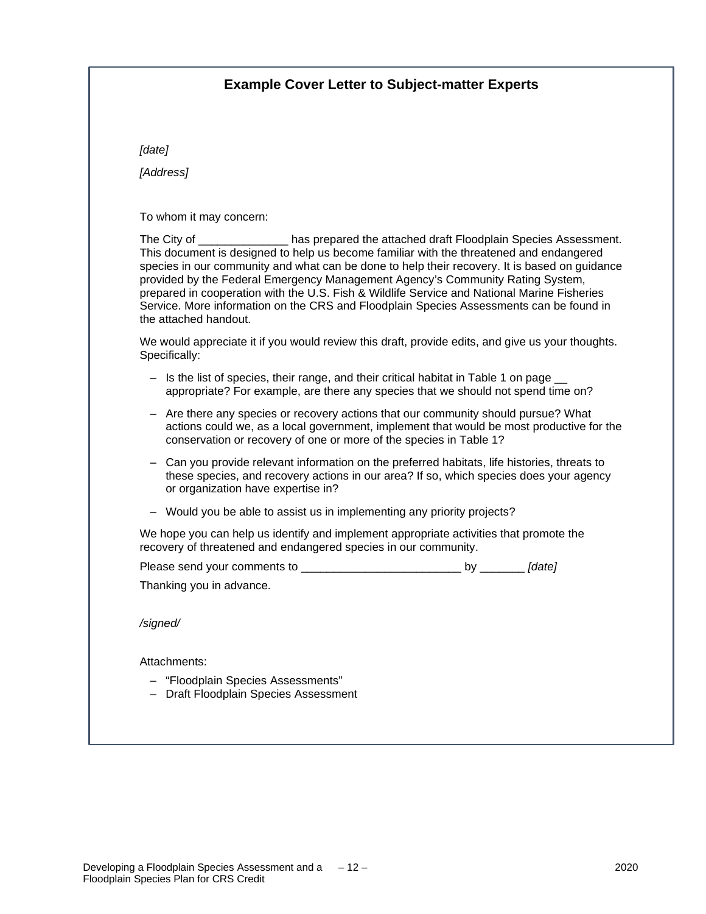## Example Cover Letter to Subject-matter Experts

*[date]*

*[Address]*

To whom it may concern:

The City of ______________ has prepared the attached draft Floodplain Species Assessment. This document is designed to help us become familiar with the threatened and endangered species in our community and what can be done to help their recovery. It is based on guidance provided by the Federal Emergency Management Agency's Community Rating System, prepared in cooperation with the U.S. Fish & Wildlife Service and National Marine Fisheries Service. More information on the CRS and Floodplain Species Assessments can be found in the attached handout.

We would appreciate it if you would review this draft, provide edits, and give us your thoughts. Specifically:

- Is the list of species, their range, and their critical habitat in Table 1 on page __ appropriate? For example, are there any species that we should not spend time on?
- Are there any species or recovery actions that our community should pursue? What actions could we, as a local government, implement that would be most productive for the conservation or recovery of one or more of the species in Table 1?
- Can you provide relevant information on the preferred habitats, life histories, threats to these species, and recovery actions in our area? If so, which species does your agency or organization have expertise in?
- Would you be able to assist us in implementing any priority projects?

We hope you can help us identify and implement appropriate activities that promote the recovery of threatened and endangered species in our community.

Please send your comments to _________________________ by _______ *[date]*

Thanking you in advance.

*/signed/*

Attachments:

- "Floodplain Species Assessments"
- Draft Floodplain Species Assessment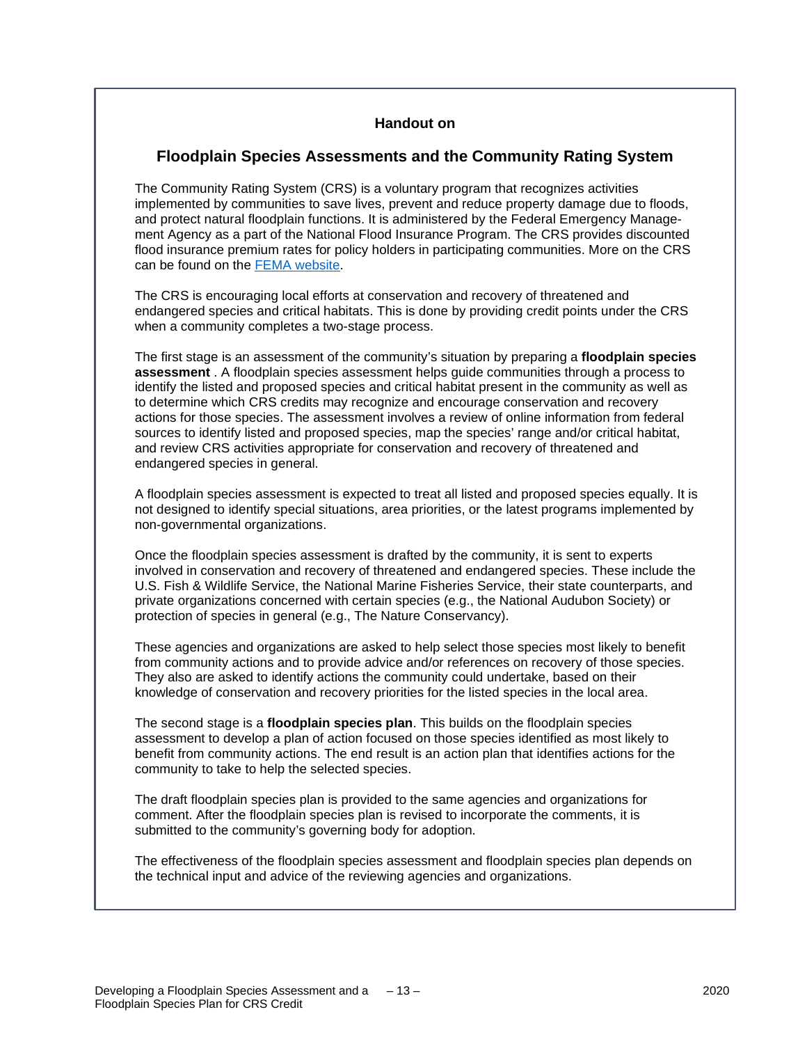**Handout on**

## Floodplain Species Assessments and the Community Rating System

The Community Rating System (CRS) is a voluntary program that recognizes activities implemented by communities to save lives, prevent and reduce property damage due to floods, and protect natural floodplain functions. It is administered by the Federal Emergency Management Agency as a part of the National Flood Insurance Program. The CRS provides discounted flood insurance premium rates for policy holders in participating communities. More on the CRS can be found on the [FEMA website](FEMA website).

The CRS is encouraging local efforts at conservation and recovery of threatened and endangered species and critical habitats. This is done by providing credit points under the CRS when a community completes a two-stage process.

The first stage is an assessment of the community's situation by preparing a **floodplain species assessment** . A floodplain species assessment helps guide communities through a process to identify the listed and proposed species and critical habitat present in the community as well as to determine which CRS credits may recognize and encourage conservation and recovery actions for those species. The assessment involves a review of online information from federal sources to identify listed and proposed species, map the species' range and/or critical habitat, and review CRS activities appropriate for conservation and recovery of threatened and endangered species in general.

A floodplain species assessment is expected to treat all listed and proposed species equally. It is not designed to identify special situations, area priorities, or the latest programs implemented by non-governmental organizations.

Once the floodplain species assessment is drafted by the community, it is sent to experts involved in conservation and recovery of threatened and endangered species. These include the U.S. Fish & Wildlife Service, the National Marine Fisheries Service, their state counterparts, and private organizations concerned with certain species (e.g., the National Audubon Society) or protection of species in general (e.g., The Nature Conservancy).

These agencies and organizations are asked to help select those species most likely to benefit from community actions and to provide advice and/or references on recovery of those species. They also are asked to identify actions the community could undertake, based on their knowledge of conservation and recovery priorities for the listed species in the local area.

The second stage is a **floodplain species plan**. This builds on the floodplain species assessment to develop a plan of action focused on those species identified as most likely to benefit from community actions. The end result is an action plan that identifies actions for the community to take to help the selected species.

The draft floodplain species plan is provided to the same agencies and organizations for comment. After the floodplain species plan is revised to incorporate the comments, it is submitted to the community's governing body for adoption.

The effectiveness of the floodplain species assessment and floodplain species plan depends on the technical input and advice of the reviewing agencies and organizations.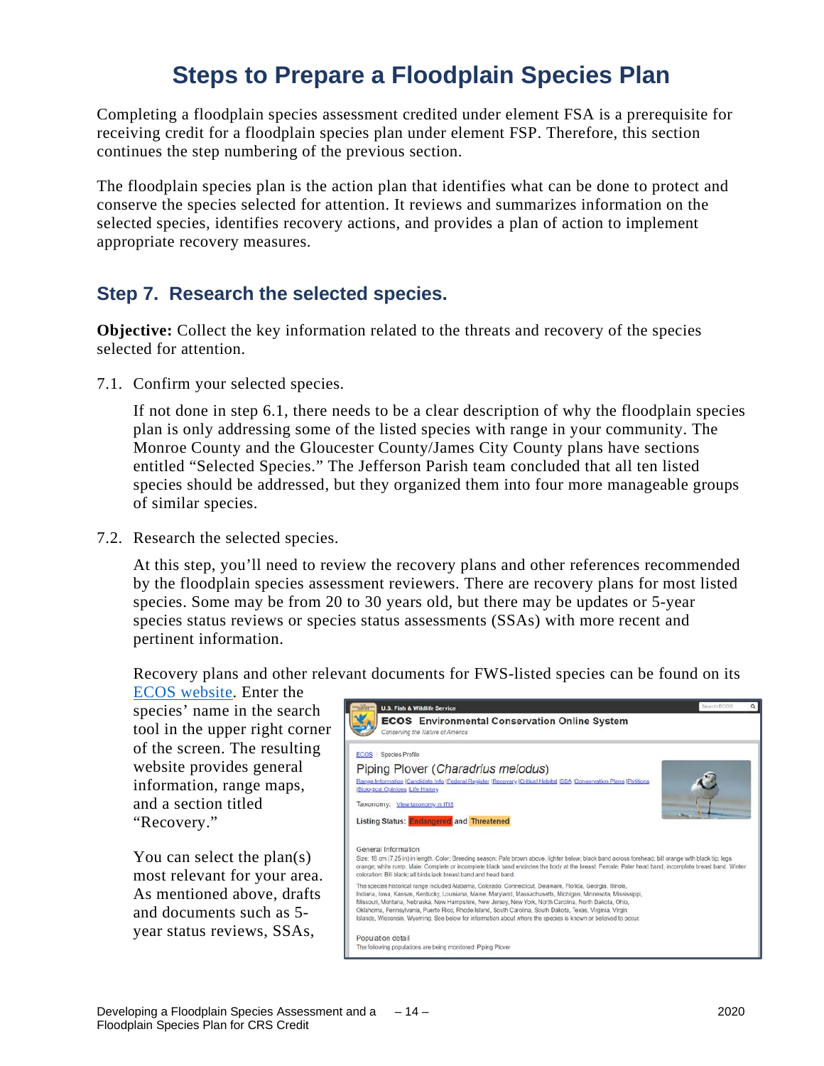# Steps to Prepare a Floodplain Species Plan

Completing a floodplain species assessment credited under element FSA is a prerequisite for receiving credit for a floodplain species plan under element FSP. Therefore, this section continues the step numbering of the previous section.

The floodplain species plan is the action plan that identifies what can be done to protect and conserve the species selected for attention. It reviews and summarizes information on the selected species, identifies recovery actions, and provides a plan of action to implement appropriate recovery measures.

## Step 7. Research the selected species.

**Objective:** Collect the key information related to the threats and recovery of the species selected for attention.

7.1. Confirm your selected species.

If not done in step 6.1, there needs to be a clear description of why the floodplain species plan is only addressing some of the listed species with range in your community. The Monroe County and the Gloucester County/James City County plans have sections entitled "Selected Species." The Jefferson Parish team concluded that all ten listed species should be addressed, but they organized them into four more manageable groups of similar species.

7.2. Research the selected species.

At this step, you'll need to review the recovery plans and other references recommended by the floodplain species assessment reviewers. There are recovery plans for most listed species. Some may be from 20 to 30 years old, but there may be updates or 5-year species status reviews or species status assessments (SSAs) with more recent and pertinent information.

Recovery plans and other relevant documents for FWS-listed species can be found on its ECOS website. Enter the species' name in the search tool in the upper right corner of the screen. The resulting website provides general information, range maps, and a section titled "Recovery."

You can select the plan(s) most relevant for your area. As mentioned above, drafts and documents such as 5-year status reviews, SSAs,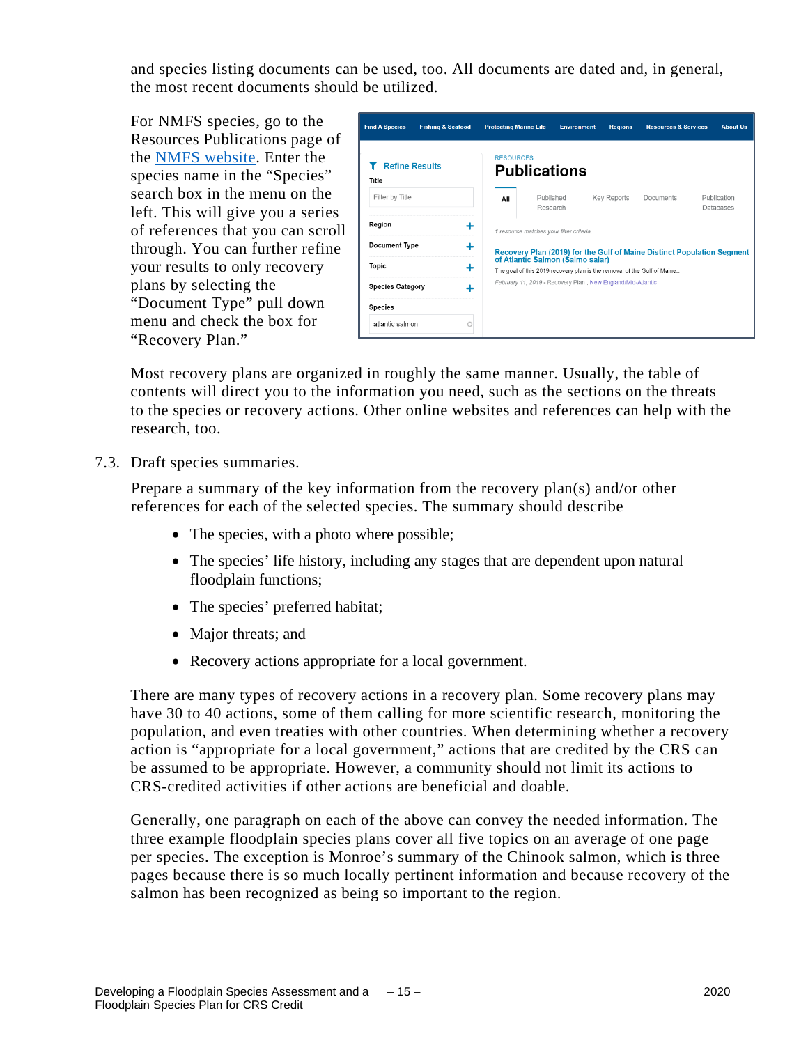and species listing documents can be used, too. All documents are dated and, in general, the most recent documents should be utilized.

For NMFS species, go to the Resources Publications page of the [NMFS website](). Enter the species name in the "Species" search box in the menu on the left. This will give you a series of references that you can scroll through. You can further refine your results to only recovery plans by selecting the "Document Type" pull down menu and check the box for "Recovery Plan."

Most recovery plans are organized in roughly the same manner. Usually, the table of contents will direct you to the information you need, such as the sections on the threats to the species or recovery actions. Other online websites and references can help with the research, too.

7.3. Draft species summaries.

Prepare a summary of the key information from the recovery plan(s) and/or other references for each of the selected species. The summary should describe

- The species, with a photo where possible;
- The species' life history, including any stages that are dependent upon natural floodplain functions;
- The species' preferred habitat;
- Major threats; and
- Recovery actions appropriate for a local government.

There are many types of recovery actions in a recovery plan. Some recovery plans may have 30 to 40 actions, some of them calling for more scientific research, monitoring the population, and even treaties with other countries. When determining whether a recovery action is "appropriate for a local government," actions that are credited by the CRS can be assumed to be appropriate. However, a community should not limit its actions to CRS-credited activities if other actions are beneficial and doable.

Generally, one paragraph on each of the above can convey the needed information. The three example floodplain species plans cover all five topics on an average of one page per species. The exception is Monroe's summary of the Chinook salmon, which is three pages because there is so much locally pertinent information and because recovery of the salmon has been recognized as being so important to the region.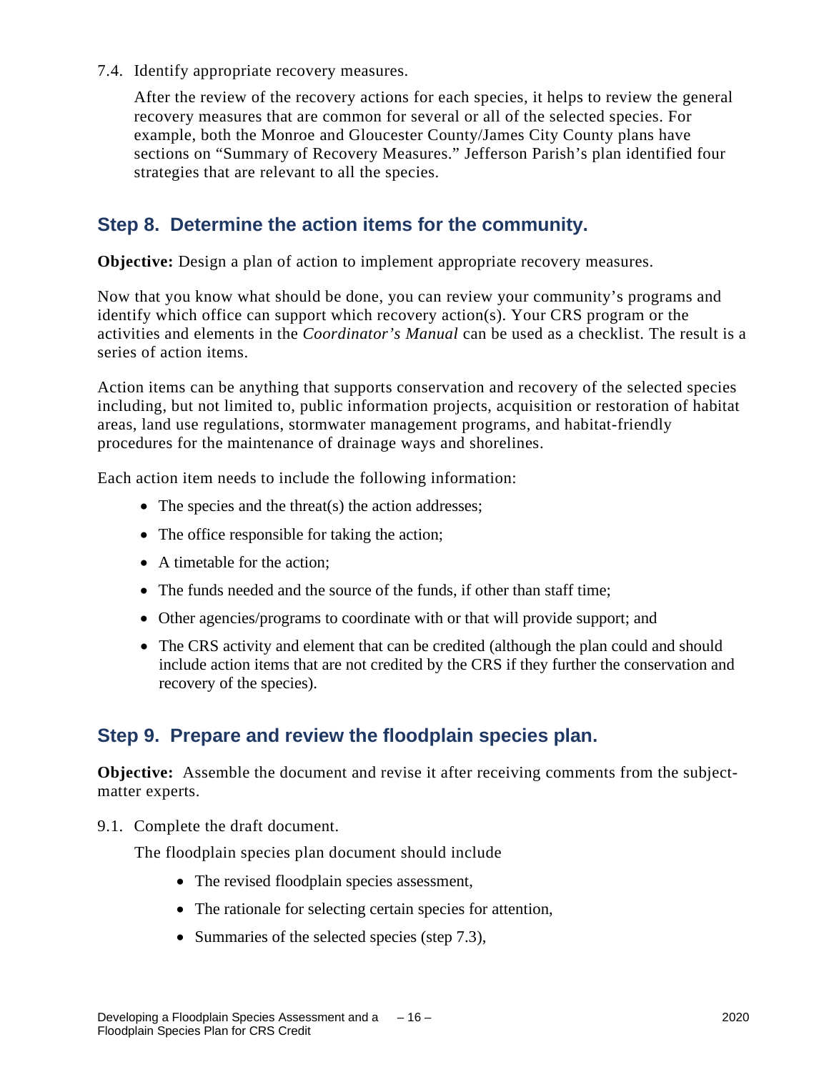7.4. Identify appropriate recovery measures.

After the review of the recovery actions for each species, it helps to review the general recovery measures that are common for several or all of the selected species. For example, both the Monroe and Gloucester County/James City County plans have sections on "Summary of Recovery Measures." Jefferson Parish's plan identified four strategies that are relevant to all the species.

## Step 8. Determine the action items for the community.

**Objective:** Design a plan of action to implement appropriate recovery measures.

Now that you know what should be done, you can review your community's programs and identify which office can support which recovery action(s). Your CRS program or the activities and elements in the *Coordinator's Manual* can be used as a checklist. The result is a series of action items.

Action items can be anything that supports conservation and recovery of the selected species including, but not limited to, public information projects, acquisition or restoration of habitat areas, land use regulations, stormwater management programs, and habitat-friendly procedures for the maintenance of drainage ways and shorelines.

Each action item needs to include the following information:

- The species and the threat(s) the action addresses;
- The office responsible for taking the action;
- A timetable for the action;
- The funds needed and the source of the funds, if other than staff time;
- Other agencies/programs to coordinate with or that will provide support; and
- The CRS activity and element that can be credited (although the plan could and should include action items that are not credited by the CRS if they further the conservation and recovery of the species).

## Step 9. Prepare and review the floodplain species plan.

**Objective:** Assemble the document and revise it after receiving comments from the subject-matter experts.

9.1. Complete the draft document.

The floodplain species plan document should include

- The revised floodplain species assessment,
- The rationale for selecting certain species for attention,
- Summaries of the selected species (step 7.3),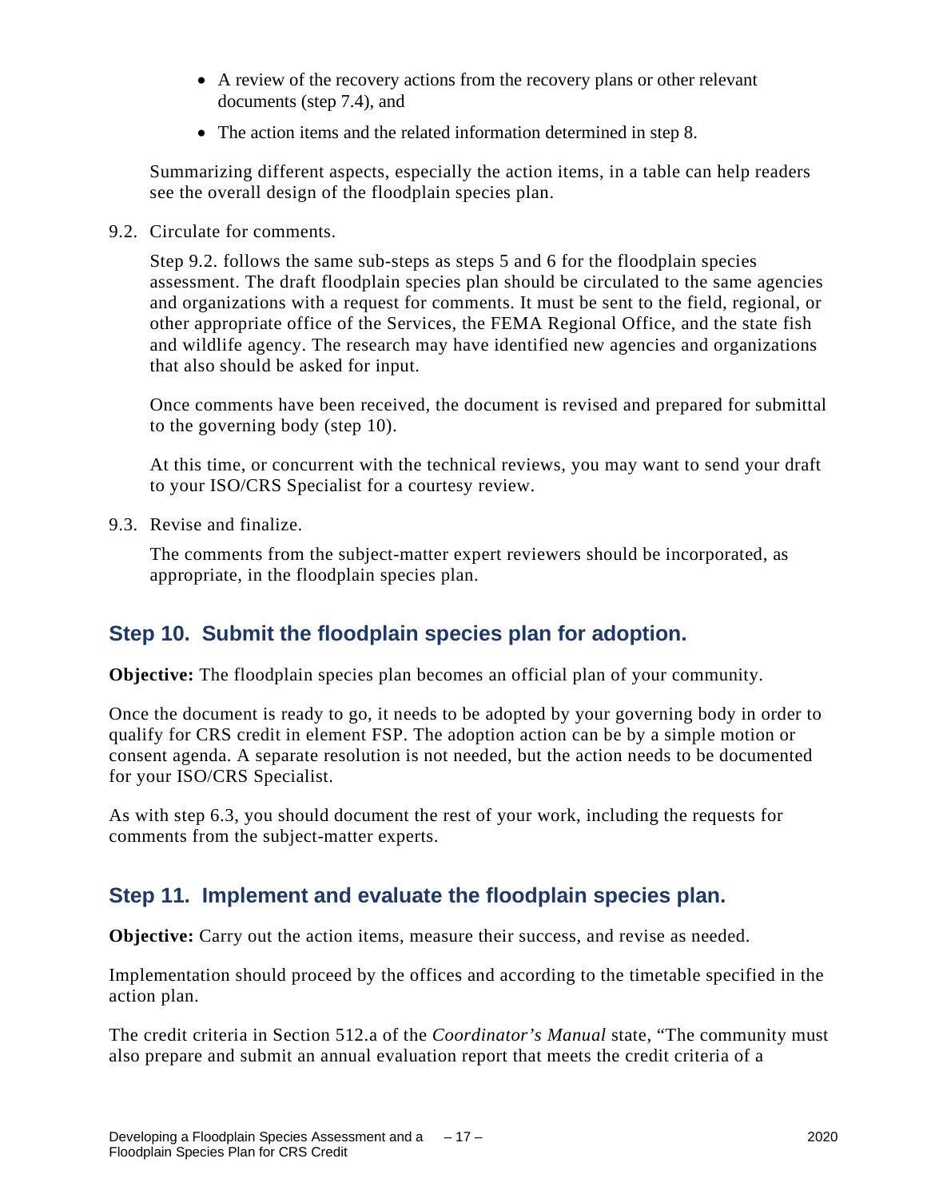- A review of the recovery actions from the recovery plans or other relevant documents (step 7.4), and
- The action items and the related information determined in step 8.

Summarizing different aspects, especially the action items, in a table can help readers see the overall design of the floodplain species plan.

9.2. Circulate for comments.

Step 9.2. follows the same sub-steps as steps 5 and 6 for the floodplain species assessment. The draft floodplain species plan should be circulated to the same agencies and organizations with a request for comments. It must be sent to the field, regional, or other appropriate office of the Services, the FEMA Regional Office, and the state fish and wildlife agency. The research may have identified new agencies and organizations that also should be asked for input.

Once comments have been received, the document is revised and prepared for submittal to the governing body (step 10).

At this time, or concurrent with the technical reviews, you may want to send your draft to your ISO/CRS Specialist for a courtesy review.

9.3. Revise and finalize.

The comments from the subject-matter expert reviewers should be incorporated, as appropriate, in the floodplain species plan.

## Step 10. Submit the floodplain species plan for adoption.

**Objective:** The floodplain species plan becomes an official plan of your community.

Once the document is ready to go, it needs to be adopted by your governing body in order to qualify for CRS credit in element FSP. The adoption action can be by a simple motion or consent agenda. A separate resolution is not needed, but the action needs to be documented for your ISO/CRS Specialist.

As with step 6.3, you should document the rest of your work, including the requests for comments from the subject-matter experts.

## Step 11. Implement and evaluate the floodplain species plan.

**Objective:** Carry out the action items, measure their success, and revise as needed.

Implementation should proceed by the offices and according to the timetable specified in the action plan.

The credit criteria in Section 512.a of the *Coordinator's Manual* state, "The community must also prepare and submit an annual evaluation report that meets the credit criteria of a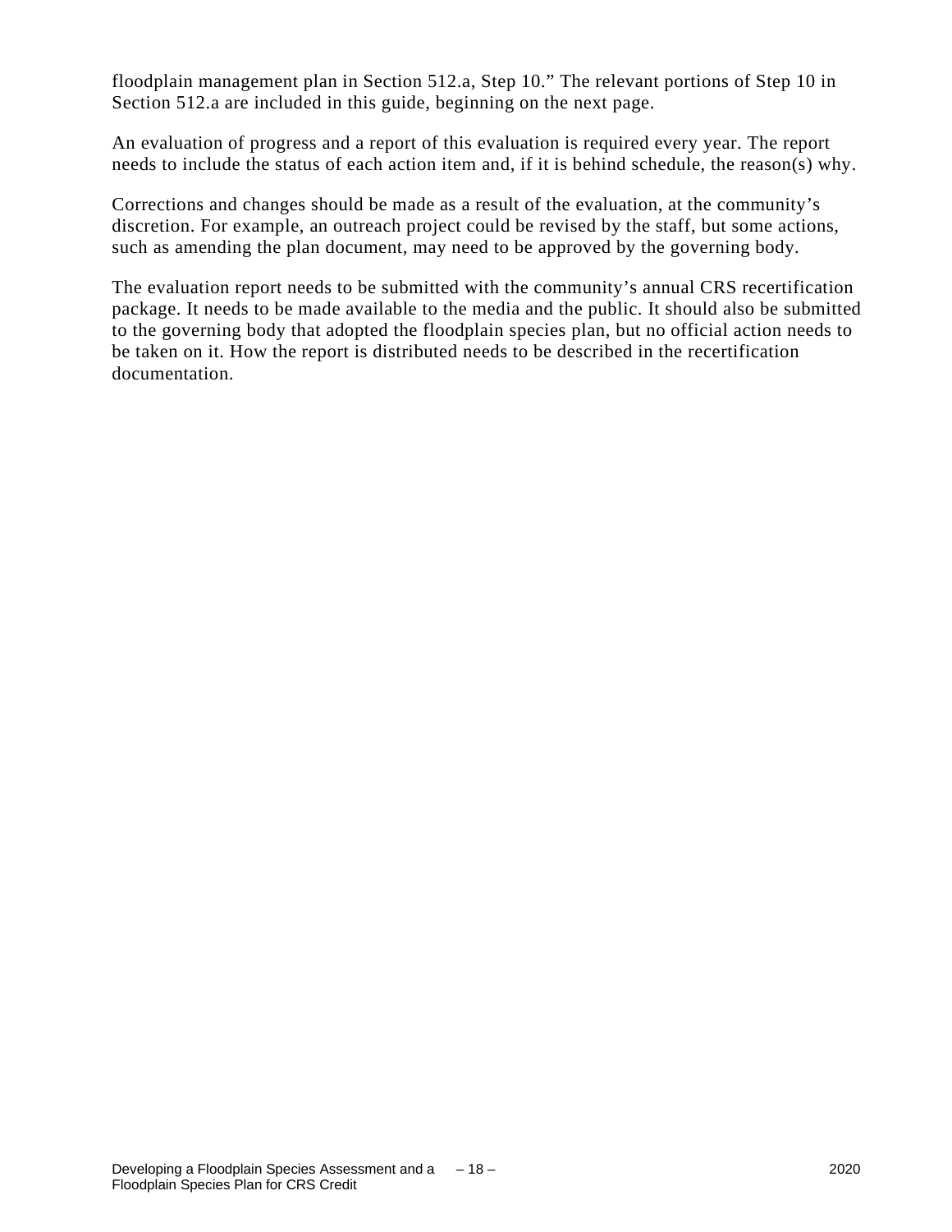floodplain management plan in Section 512.a, Step 10." The relevant portions of Step 10 in Section 512.a are included in this guide, beginning on the next page.

An evaluation of progress and a report of this evaluation is required every year. The report needs to include the status of each action item and, if it is behind schedule, the reason(s) why.

Corrections and changes should be made as a result of the evaluation, at the community's discretion. For example, an outreach project could be revised by the staff, but some actions, such as amending the plan document, may need to be approved by the governing body.

The evaluation report needs to be submitted with the community's annual CRS recertification package. It needs to be made available to the media and the public. It should also be submitted to the governing body that adopted the floodplain species plan, but no official action needs to be taken on it. How the report is distributed needs to be described in the recertification documentation.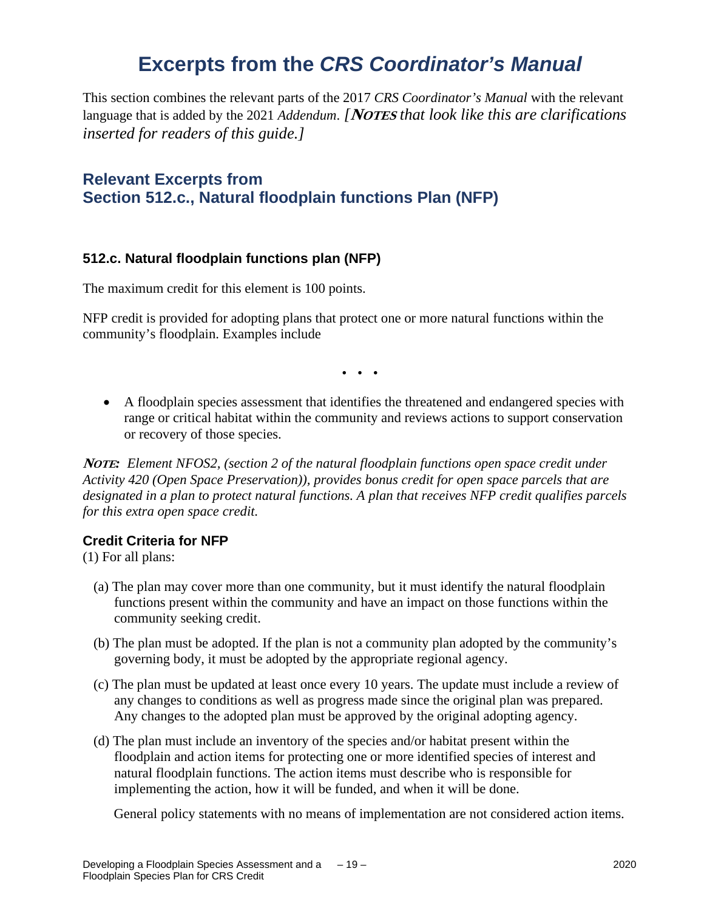# Excerpts from the *CRS Coordinator's Manual*

This section combines the relevant parts of the 2017 *CRS Coordinator's Manual* with the relevant language that is added by the 2021 *Addendum*. *[**NOTES** that look like this are clarifications inserted for readers of this guide.]*

## Relevant Excerpts from Section 512.c., Natural floodplain functions Plan (NFP)

### 512.c. Natural floodplain functions plan (NFP)

The maximum credit for this element is 100 points.

NFP credit is provided for adopting plans that protect one or more natural functions within the community's floodplain. Examples include

• • •

- A floodplain species assessment that identifies the threatened and endangered species with range or critical habitat within the community and reviews actions to support conservation or recovery of those species.

***NOTE:*** *Element NFOS2, (section 2 of the natural floodplain functions open space credit under Activity 420 (Open Space Preservation)), provides bonus credit for open space parcels that are designated in a plan to protect natural functions. A plan that receives NFP credit qualifies parcels for this extra open space credit.*

### Credit Criteria for NFP

(1) For all plans:

(a) The plan may cover more than one community, but it must identify the natural floodplain functions present within the community and have an impact on those functions within the community seeking credit.

(b) The plan must be adopted. If the plan is not a community plan adopted by the community's governing body, it must be adopted by the appropriate regional agency.

(c) The plan must be updated at least once every 10 years. The update must include a review of any changes to conditions as well as progress made since the original plan was prepared. Any changes to the adopted plan must be approved by the original adopting agency.

(d) The plan must include an inventory of the species and/or habitat present within the floodplain and action items for protecting one or more identified species of interest and natural floodplain functions. The action items must describe who is responsible for implementing the action, how it will be funded, and when it will be done.

General policy statements with no means of implementation are not considered action items.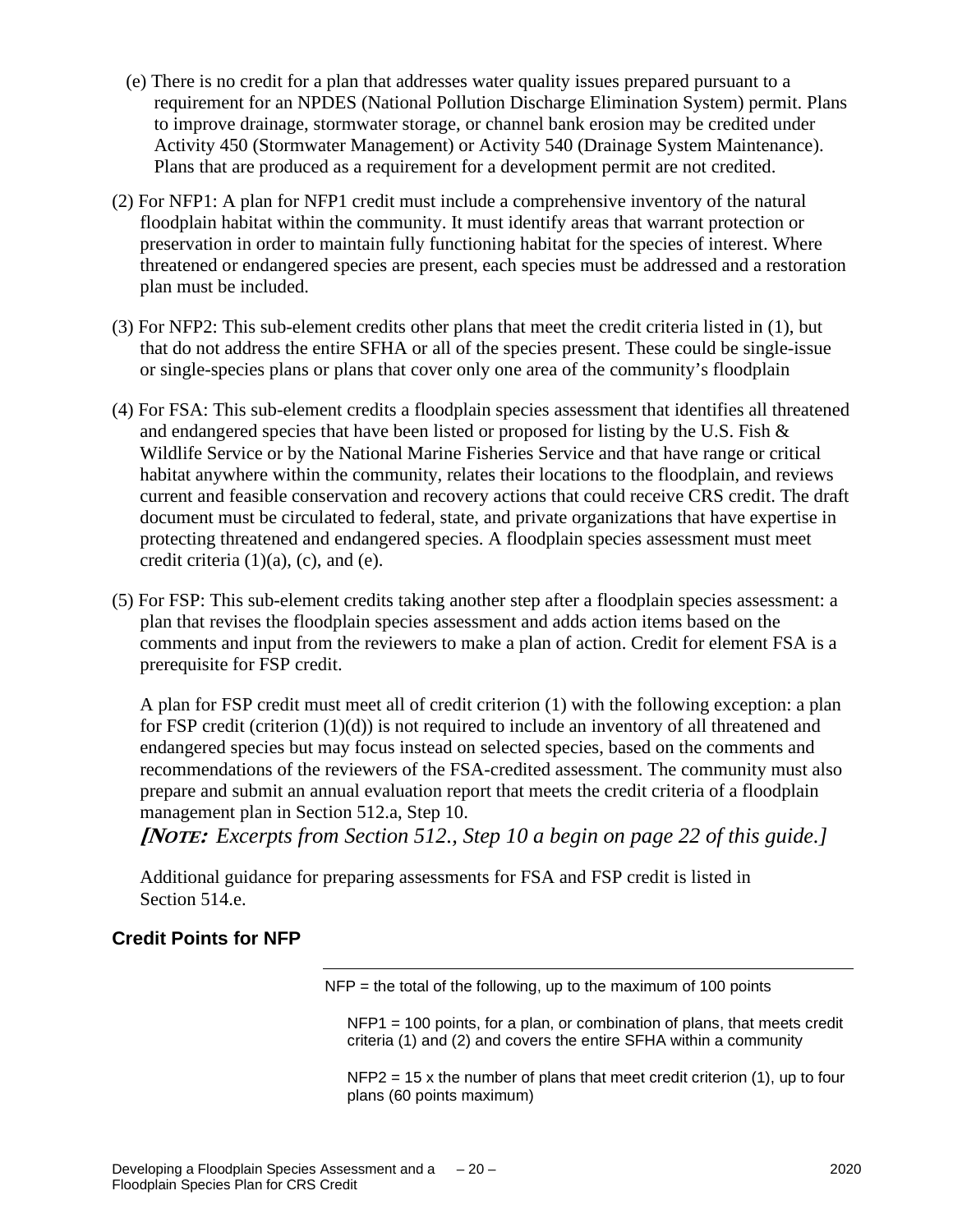(e) There is no credit for a plan that addresses water quality issues prepared pursuant to a requirement for an NPDES (National Pollution Discharge Elimination System) permit. Plans to improve drainage, stormwater storage, or channel bank erosion may be credited under Activity 450 (Stormwater Management) or Activity 540 (Drainage System Maintenance). Plans that are produced as a requirement for a development permit are not credited.

(2) For NFP1: A plan for NFP1 credit must include a comprehensive inventory of the natural floodplain habitat within the community. It must identify areas that warrant protection or preservation in order to maintain fully functioning habitat for the species of interest. Where threatened or endangered species are present, each species must be addressed and a restoration plan must be included.

(3) For NFP2: This sub-element credits other plans that meet the credit criteria listed in (1), but that do not address the entire SFHA or all of the species present. These could be single-issue or single-species plans or plans that cover only one area of the community's floodplain

(4) For FSA: This sub-element credits a floodplain species assessment that identifies all threatened and endangered species that have been listed or proposed for listing by the U.S. Fish & Wildlife Service or by the National Marine Fisheries Service and that have range or critical habitat anywhere within the community, relates their locations to the floodplain, and reviews current and feasible conservation and recovery actions that could receive CRS credit. The draft document must be circulated to federal, state, and private organizations that have expertise in protecting threatened and endangered species. A floodplain species assessment must meet credit criteria (1)(a), (c), and (e).

(5) For FSP: This sub-element credits taking another step after a floodplain species assessment: a plan that revises the floodplain species assessment and adds action items based on the comments and input from the reviewers to make a plan of action. Credit for element FSA is a prerequisite for FSP credit.

A plan for FSP credit must meet all of credit criterion (1) with the following exception: a plan for FSP credit (criterion (1)(d)) is not required to include an inventory of all threatened and endangered species but may focus instead on selected species, based on the comments and recommendations of the reviewers of the FSA-credited assessment. The community must also prepare and submit an annual evaluation report that meets the credit criteria of a floodplain management plan in Section 512.a, Step 10.

*[**NOTE:** Excerpts from Section 512., Step 10 a begin on page 22 of this guide.]*

Additional guidance for preparing assessments for FSA and FSP credit is listed in Section 514.e.

### Credit Points for NFP

NFP = the total of the following, up to the maximum of 100 points

NFP1 = 100 points, for a plan, or combination of plans, that meets credit criteria (1) and (2) and covers the entire SFHA within a community

NFP2 = 15 x the number of plans that meet credit criterion (1), up to four plans (60 points maximum)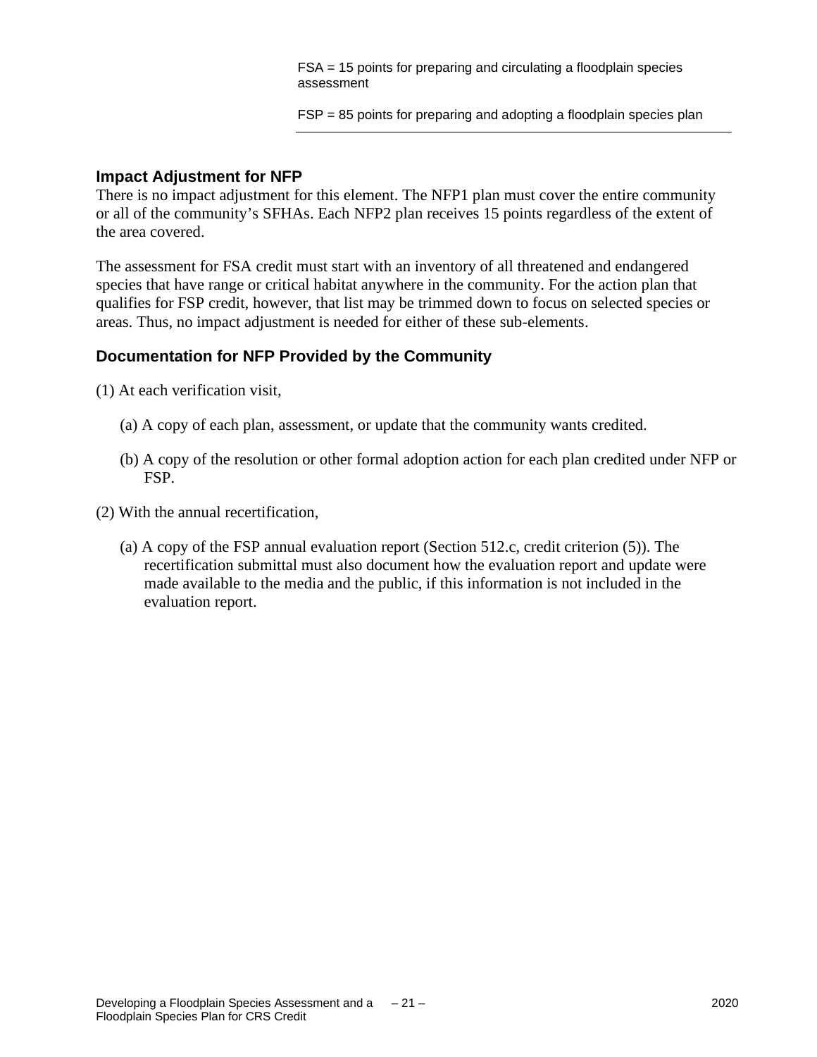FSA = 15 points for preparing and circulating a floodplain species assessment

FSP = 85 points for preparing and adopting a floodplain species plan

### Impact Adjustment for NFP

There is no impact adjustment for this element. The NFP1 plan must cover the entire community or all of the community's SFHAs. Each NFP2 plan receives 15 points regardless of the extent of the area covered.

The assessment for FSA credit must start with an inventory of all threatened and endangered species that have range or critical habitat anywhere in the community. For the action plan that qualifies for FSP credit, however, that list may be trimmed down to focus on selected species or areas. Thus, no impact adjustment is needed for either of these sub-elements.

### Documentation for NFP Provided by the Community

(1) At each verification visit,

(a) A copy of each plan, assessment, or update that the community wants credited.

(b) A copy of the resolution or other formal adoption action for each plan credited under NFP or FSP.

(2) With the annual recertification,

(a) A copy of the FSP annual evaluation report (Section 512.c, credit criterion (5)). The recertification submittal must also document how the evaluation report and update were made available to the media and the public, if this information is not included in the evaluation report.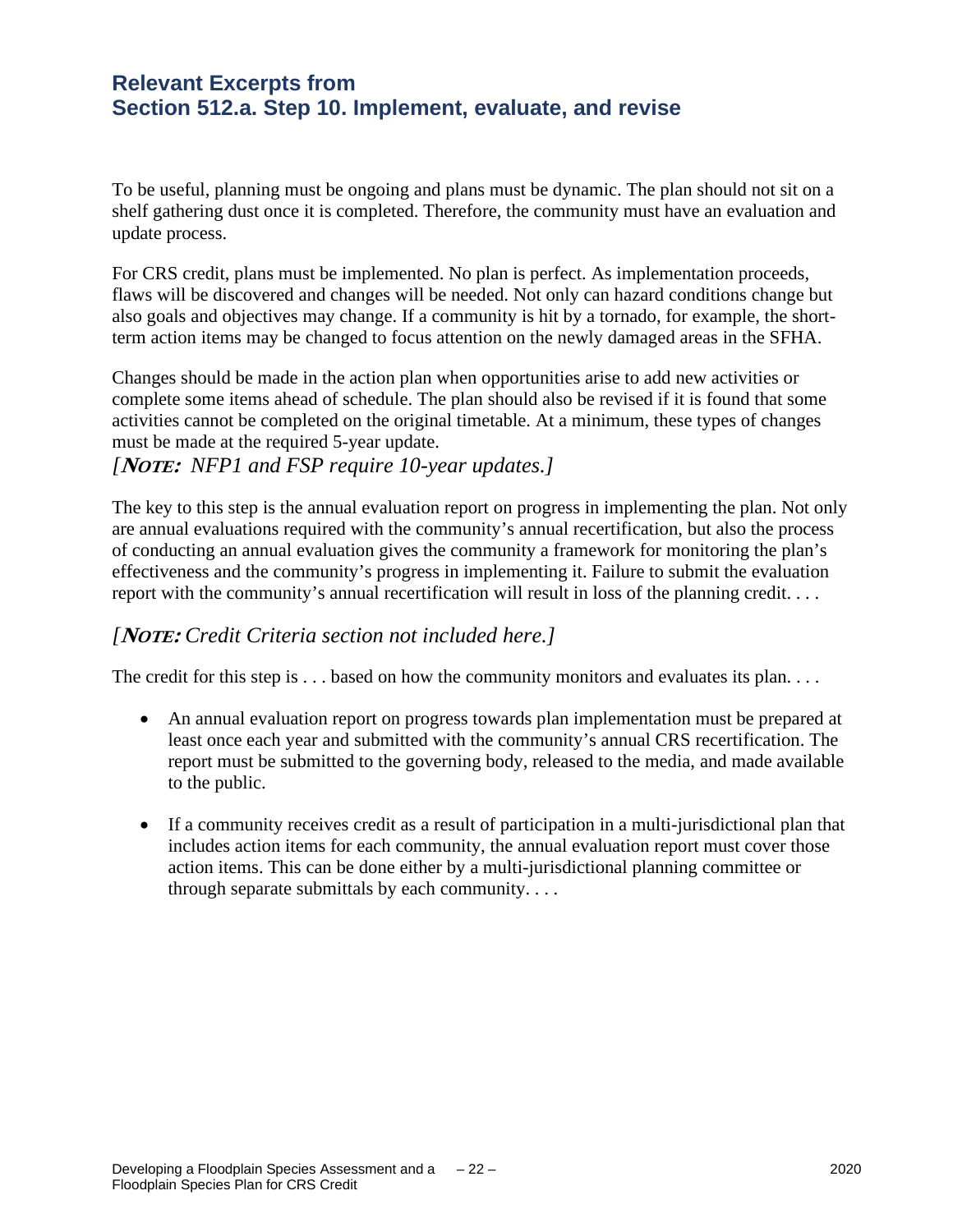## Relevant Excerpts from
## Section 512.a. Step 10. Implement, evaluate, and revise

To be useful, planning must be ongoing and plans must be dynamic. The plan should not sit on a shelf gathering dust once it is completed. Therefore, the community must have an evaluation and update process.

For CRS credit, plans must be implemented. No plan is perfect. As implementation proceeds, flaws will be discovered and changes will be needed. Not only can hazard conditions change but also goals and objectives may change. If a community is hit by a tornado, for example, the short-term action items may be changed to focus attention on the newly damaged areas in the SFHA.

Changes should be made in the action plan when opportunities arise to add new activities or complete some items ahead of schedule. The plan should also be revised if it is found that some activities cannot be completed on the original timetable. At a minimum, these types of changes must be made at the required 5-year update.

*[**NOTE:** NFP1 and FSP require 10-year updates.]*

The key to this step is the annual evaluation report on progress in implementing the plan. Not only are annual evaluations required with the community's annual recertification, but also the process of conducting an annual evaluation gives the community a framework for monitoring the plan's effectiveness and the community's progress in implementing it. Failure to submit the evaluation report with the community's annual recertification will result in loss of the planning credit. . . .

*[**NOTE:** Credit Criteria section not included here.]*

The credit for this step is . . . based on how the community monitors and evaluates its plan. . . .

- An annual evaluation report on progress towards plan implementation must be prepared at least once each year and submitted with the community's annual CRS recertification. The report must be submitted to the governing body, released to the media, and made available to the public.

- If a community receives credit as a result of participation in a multi-jurisdictional plan that includes action items for each community, the annual evaluation report must cover those action items. This can be done either by a multi-jurisdictional planning committee or through separate submittals by each community. . . .